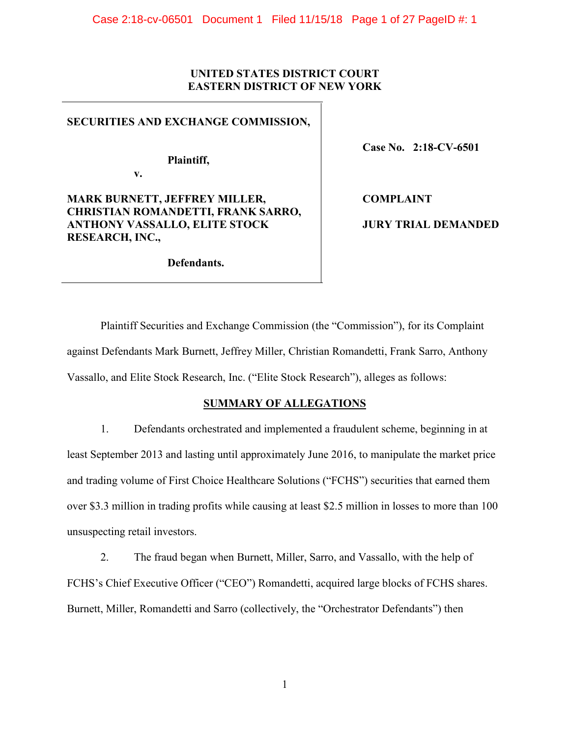**UNITED STATES DISTRICT COURT**
**EASTERN DISTRICT OF NEW YORK**

| | |
|---|---|
| **SECURITIES AND EXCHANGE COMMISSION,**<br><br>**Plaintiff,**<br>**v.**<br><br>**MARK BURNETT, JEFFREY MILLER, CHRISTIAN ROMANDETTI, FRANK SARRO, ANTHONY VASSALLO, ELITE STOCK RESEARCH, INC.,**<br><br>**Defendants.** | **Case No. 2:18-CV-6501**<br><br>**COMPLAINT**<br><br>**JURY TRIAL DEMANDED** |

Plaintiff Securities and Exchange Commission (the "Commission"), for its Complaint against Defendants Mark Burnett, Jeffrey Miller, Christian Romandetti, Frank Sarro, Anthony Vassallo, and Elite Stock Research, Inc. ("Elite Stock Research"), alleges as follows:

## SUMMARY OF ALLEGATIONS

1. Defendants orchestrated and implemented a fraudulent scheme, beginning in at least September 2013 and lasting until approximately June 2016, to manipulate the market price and trading volume of First Choice Healthcare Solutions ("FCHS") securities that earned them over $3.3 million in trading profits while causing at least $2.5 million in losses to more than 100 unsuspecting retail investors.

2. The fraud began when Burnett, Miller, Sarro, and Vassallo, with the help of FCHS's Chief Executive Officer ("CEO") Romandetti, acquired large blocks of FCHS shares. Burnett, Miller, Romandetti and Sarro (collectively, the "Orchestrator Defendants") then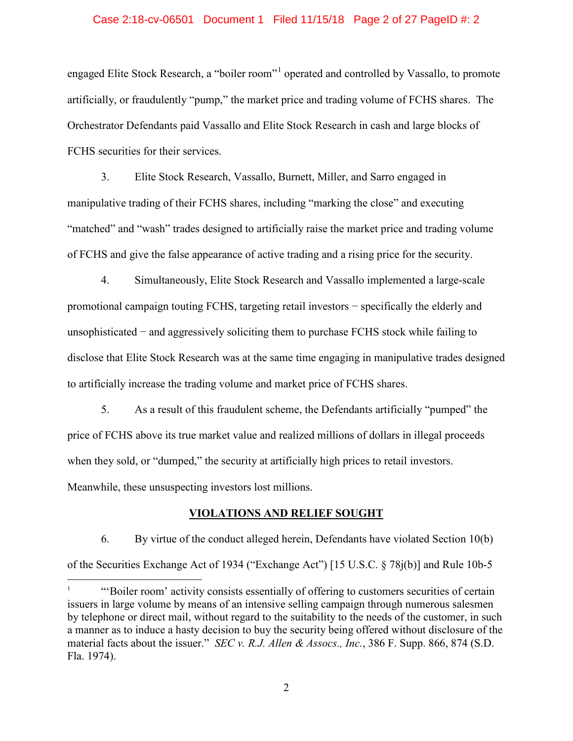engaged Elite Stock Research, a "boiler room"[1] operated and controlled by Vassallo, to promote artificially, or fraudulently "pump," the market price and trading volume of FCHS shares. The Orchestrator Defendants paid Vassallo and Elite Stock Research in cash and large blocks of FCHS securities for their services.

3. Elite Stock Research, Vassallo, Burnett, Miller, and Sarro engaged in manipulative trading of their FCHS shares, including "marking the close" and executing "matched" and "wash" trades designed to artificially raise the market price and trading volume of FCHS and give the false appearance of active trading and a rising price for the security.

4. Simultaneously, Elite Stock Research and Vassallo implemented a large-scale promotional campaign touting FCHS, targeting retail investors − specifically the elderly and unsophisticated − and aggressively soliciting them to purchase FCHS stock while failing to disclose that Elite Stock Research was at the same time engaging in manipulative trades designed to artificially increase the trading volume and market price of FCHS shares.

5. As a result of this fraudulent scheme, the Defendants artificially "pumped" the price of FCHS above its true market value and realized millions of dollars in illegal proceeds when they sold, or "dumped," the security at artificially high prices to retail investors. Meanwhile, these unsuspecting investors lost millions.

## VIOLATIONS AND RELIEF SOUGHT

6. By virtue of the conduct alleged herein, Defendants have violated Section 10(b) of the Securities Exchange Act of 1934 ("Exchange Act") [15 U.S.C. § 78j(b)] and Rule 10b-5

---

[1] "'Boiler room' activity consists essentially of offering to customers securities of certain issuers in large volume by means of an intensive selling campaign through numerous salesmen by telephone or direct mail, without regard to the suitability to the needs of the customer, in such a manner as to induce a hasty decision to buy the security being offered without disclosure of the material facts about the issuer." *SEC v. R.J. Allen & Assocs., Inc.*, 386 F. Supp. 866, 874 (S.D. Fla. 1974).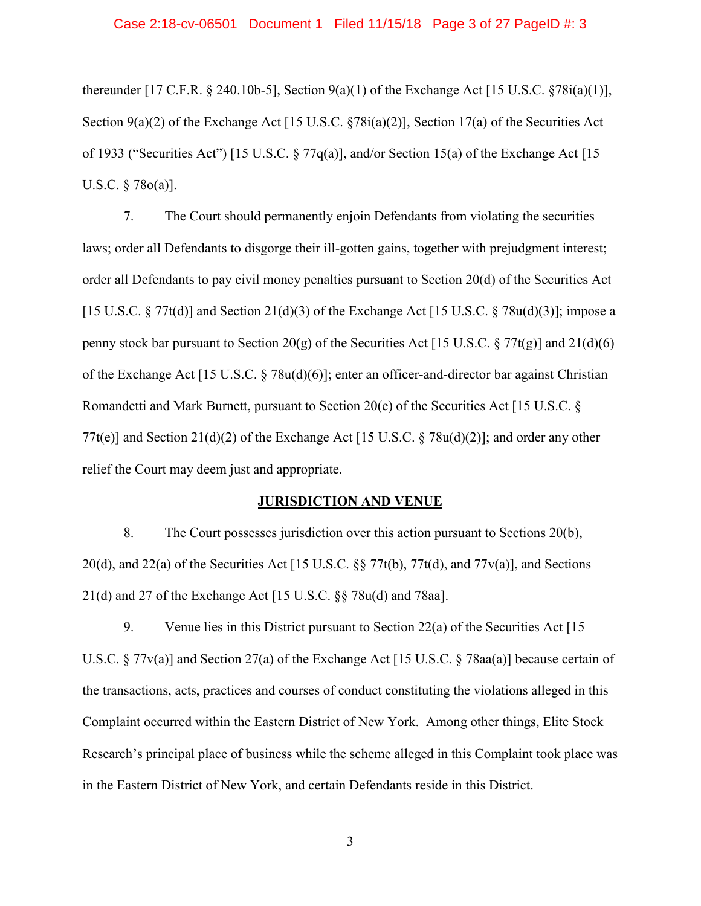thereunder [17 C.F.R. § 240.10b-5], Section 9(a)(1) of the Exchange Act [15 U.S.C. §78i(a)(1)], Section 9(a)(2) of the Exchange Act [15 U.S.C. §78i(a)(2)], Section 17(a) of the Securities Act of 1933 ("Securities Act") [15 U.S.C. § 77q(a)], and/or Section 15(a) of the Exchange Act [15 U.S.C. § 78o(a)].

7. The Court should permanently enjoin Defendants from violating the securities laws; order all Defendants to disgorge their ill-gotten gains, together with prejudgment interest; order all Defendants to pay civil money penalties pursuant to Section 20(d) of the Securities Act [15 U.S.C. § 77t(d)] and Section 21(d)(3) of the Exchange Act [15 U.S.C. § 78u(d)(3)]; impose a penny stock bar pursuant to Section 20(g) of the Securities Act [15 U.S.C. § 77t(g)] and 21(d)(6) of the Exchange Act [15 U.S.C. § 78u(d)(6)]; enter an officer-and-director bar against Christian Romandetti and Mark Burnett, pursuant to Section 20(e) of the Securities Act [15 U.S.C. § 77t(e)] and Section 21(d)(2) of the Exchange Act [15 U.S.C. § 78u(d)(2)]; and order any other relief the Court may deem just and appropriate.

## JURISDICTION AND VENUE

8. The Court possesses jurisdiction over this action pursuant to Sections 20(b), 20(d), and 22(a) of the Securities Act [15 U.S.C. §§ 77t(b), 77t(d), and 77v(a)], and Sections 21(d) and 27 of the Exchange Act [15 U.S.C. §§ 78u(d) and 78aa].

9. Venue lies in this District pursuant to Section 22(a) of the Securities Act [15 U.S.C. § 77v(a)] and Section 27(a) of the Exchange Act [15 U.S.C. § 78aa(a)] because certain of the transactions, acts, practices and courses of conduct constituting the violations alleged in this Complaint occurred within the Eastern District of New York. Among other things, Elite Stock Research's principal place of business while the scheme alleged in this Complaint took place was in the Eastern District of New York, and certain Defendants reside in this District.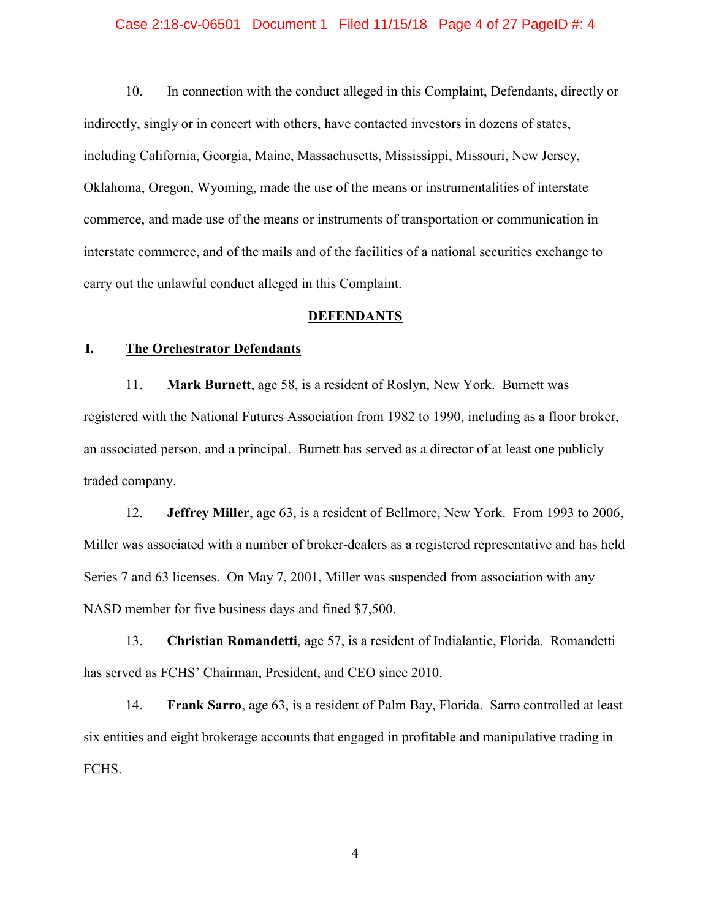10. In connection with the conduct alleged in this Complaint, Defendants, directly or indirectly, singly or in concert with others, have contacted investors in dozens of states, including California, Georgia, Maine, Massachusetts, Mississippi, Missouri, New Jersey, Oklahoma, Oregon, Wyoming, made the use of the means or instrumentalities of interstate commerce, and made use of the means or instruments of transportation or communication in interstate commerce, and of the mails and of the facilities of a national securities exchange to carry out the unlawful conduct alleged in this Complaint.

## DEFENDANTS

### I. The Orchestrator Defendants

11. **Mark Burnett**, age 58, is a resident of Roslyn, New York. Burnett was registered with the National Futures Association from 1982 to 1990, including as a floor broker, an associated person, and a principal. Burnett has served as a director of at least one publicly traded company.

12. **Jeffrey Miller**, age 63, is a resident of Bellmore, New York. From 1993 to 2006, Miller was associated with a number of broker-dealers as a registered representative and has held Series 7 and 63 licenses. On May 7, 2001, Miller was suspended from association with any NASD member for five business days and fined $7,500.

13. **Christian Romandetti**, age 57, is a resident of Indialantic, Florida. Romandetti has served as FCHS' Chairman, President, and CEO since 2010.

14. **Frank Sarro**, age 63, is a resident of Palm Bay, Florida. Sarro controlled at least six entities and eight brokerage accounts that engaged in profitable and manipulative trading in FCHS.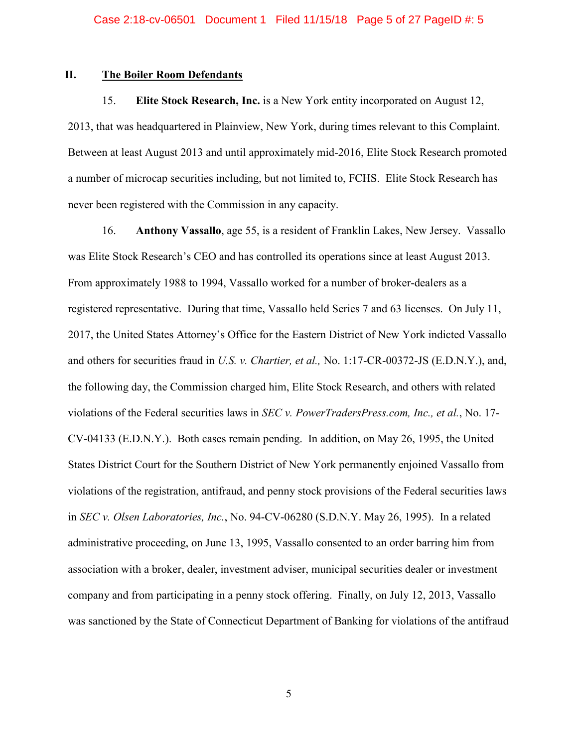## II. The Boiler Room Defendants

15. **Elite Stock Research, Inc.** is a New York entity incorporated on August 12, 2013, that was headquartered in Plainview, New York, during times relevant to this Complaint. Between at least August 2013 and until approximately mid-2016, Elite Stock Research promoted a number of microcap securities including, but not limited to, FCHS. Elite Stock Research has never been registered with the Commission in any capacity.

16. **Anthony Vassallo**, age 55, is a resident of Franklin Lakes, New Jersey. Vassallo was Elite Stock Research's CEO and has controlled its operations since at least August 2013. From approximately 1988 to 1994, Vassallo worked for a number of broker-dealers as a registered representative. During that time, Vassallo held Series 7 and 63 licenses. On July 11, 2017, the United States Attorney's Office for the Eastern District of New York indicted Vassallo and others for securities fraud in *U.S. v. Chartier, et al.,* No. 1:17-CR-00372-JS (E.D.N.Y.), and, the following day, the Commission charged him, Elite Stock Research, and others with related violations of the Federal securities laws in *SEC v. PowerTradersPress.com, Inc., et al.*, No. 17-CV-04133 (E.D.N.Y.). Both cases remain pending. In addition, on May 26, 1995, the United States District Court for the Southern District of New York permanently enjoined Vassallo from violations of the registration, antifraud, and penny stock provisions of the Federal securities laws in *SEC v. Olsen Laboratories, Inc.*, No. 94-CV-06280 (S.D.N.Y. May 26, 1995). In a related administrative proceeding, on June 13, 1995, Vassallo consented to an order barring him from association with a broker, dealer, investment adviser, municipal securities dealer or investment company and from participating in a penny stock offering. Finally, on July 12, 2013, Vassallo was sanctioned by the State of Connecticut Department of Banking for violations of the antifraud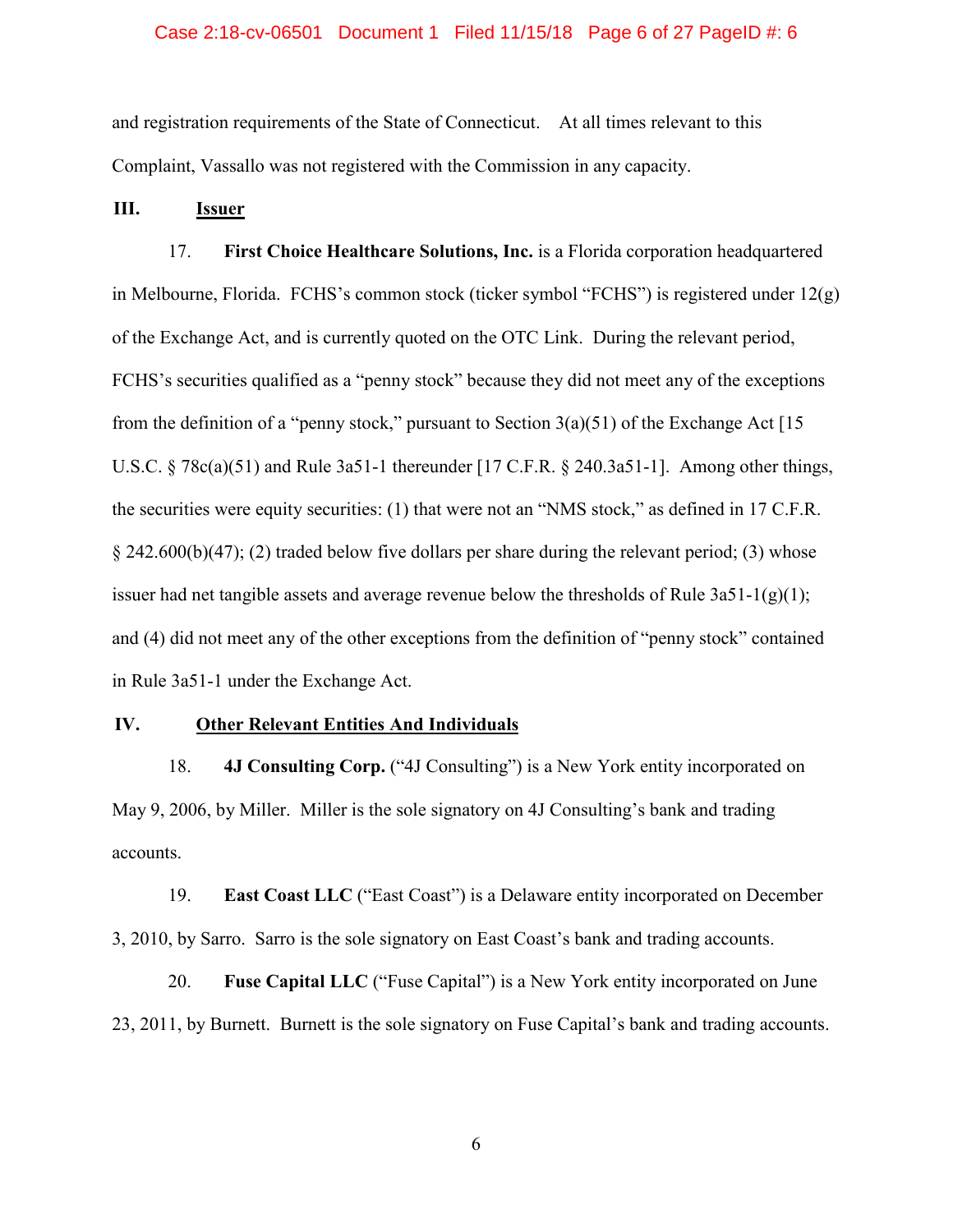and registration requirements of the State of Connecticut. At all times relevant to this Complaint, Vassallo was not registered with the Commission in any capacity.

## III. Issuer

17. **First Choice Healthcare Solutions, Inc.** is a Florida corporation headquartered in Melbourne, Florida. FCHS's common stock (ticker symbol "FCHS") is registered under 12(g) of the Exchange Act, and is currently quoted on the OTC Link. During the relevant period, FCHS's securities qualified as a "penny stock" because they did not meet any of the exceptions from the definition of a "penny stock," pursuant to Section 3(a)(51) of the Exchange Act [15 U.S.C. § 78c(a)(51) and Rule 3a51-1 thereunder [17 C.F.R. § 240.3a51-1]. Among other things, the securities were equity securities: (1) that were not an "NMS stock," as defined in 17 C.F.R. § 242.600(b)(47); (2) traded below five dollars per share during the relevant period; (3) whose issuer had net tangible assets and average revenue below the thresholds of Rule 3a51-1(g)(1); and (4) did not meet any of the other exceptions from the definition of "penny stock" contained in Rule 3a51-1 under the Exchange Act.

## IV. Other Relevant Entities And Individuals

18. **4J Consulting Corp.** ("4J Consulting") is a New York entity incorporated on May 9, 2006, by Miller. Miller is the sole signatory on 4J Consulting's bank and trading accounts.

19. **East Coast LLC** ("East Coast") is a Delaware entity incorporated on December 3, 2010, by Sarro. Sarro is the sole signatory on East Coast's bank and trading accounts.

20. **Fuse Capital LLC** ("Fuse Capital") is a New York entity incorporated on June 23, 2011, by Burnett. Burnett is the sole signatory on Fuse Capital's bank and trading accounts.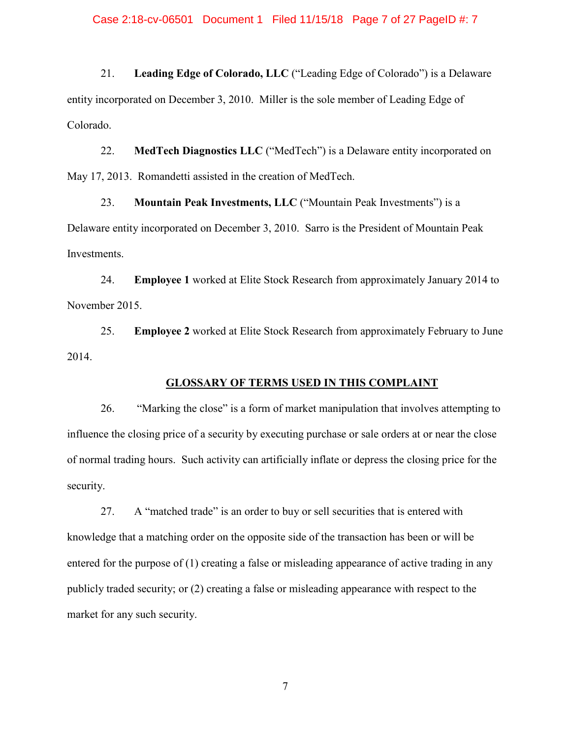21. **Leading Edge of Colorado, LLC** ("Leading Edge of Colorado") is a Delaware entity incorporated on December 3, 2010. Miller is the sole member of Leading Edge of Colorado.

22. **MedTech Diagnostics LLC** ("MedTech") is a Delaware entity incorporated on May 17, 2013. Romandetti assisted in the creation of MedTech.

23. **Mountain Peak Investments, LLC** ("Mountain Peak Investments") is a Delaware entity incorporated on December 3, 2010. Sarro is the President of Mountain Peak Investments.

24. **Employee 1** worked at Elite Stock Research from approximately January 2014 to November 2015.

25. **Employee 2** worked at Elite Stock Research from approximately February to June 2014.

## GLOSSARY OF TERMS USED IN THIS COMPLAINT

26. "Marking the close" is a form of market manipulation that involves attempting to influence the closing price of a security by executing purchase or sale orders at or near the close of normal trading hours. Such activity can artificially inflate or depress the closing price for the security.

27. A "matched trade" is an order to buy or sell securities that is entered with knowledge that a matching order on the opposite side of the transaction has been or will be entered for the purpose of (1) creating a false or misleading appearance of active trading in any publicly traded security; or (2) creating a false or misleading appearance with respect to the market for any such security.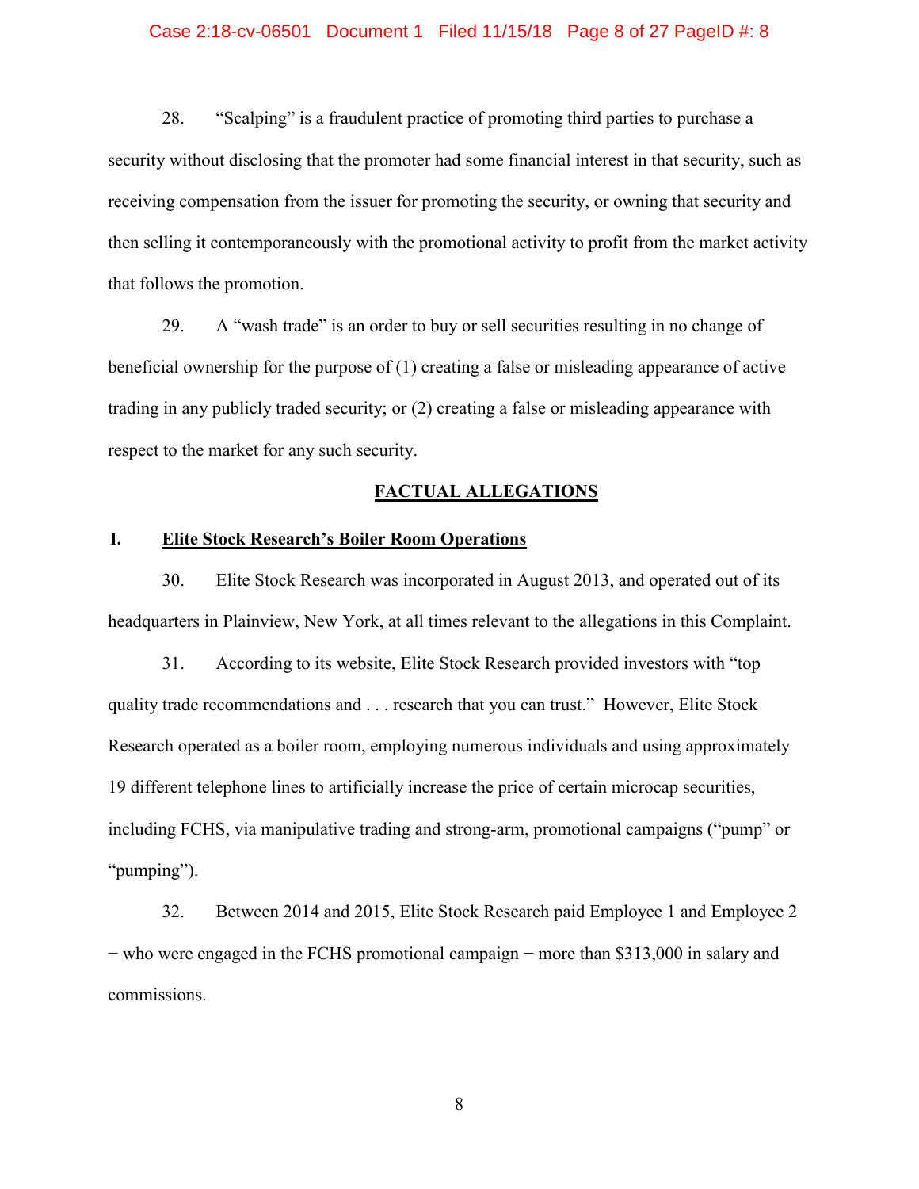28. "Scalping" is a fraudulent practice of promoting third parties to purchase a security without disclosing that the promoter had some financial interest in that security, such as receiving compensation from the issuer for promoting the security, or owning that security and then selling it contemporaneously with the promotional activity to profit from the market activity that follows the promotion.

29. A "wash trade" is an order to buy or sell securities resulting in no change of beneficial ownership for the purpose of (1) creating a false or misleading appearance of active trading in any publicly traded security; or (2) creating a false or misleading appearance with respect to the market for any such security.

## FACTUAL ALLEGATIONS

### I. Elite Stock Research's Boiler Room Operations

30. Elite Stock Research was incorporated in August 2013, and operated out of its headquarters in Plainview, New York, at all times relevant to the allegations in this Complaint.

31. According to its website, Elite Stock Research provided investors with "top quality trade recommendations and . . . research that you can trust." However, Elite Stock Research operated as a boiler room, employing numerous individuals and using approximately 19 different telephone lines to artificially increase the price of certain microcap securities, including FCHS, via manipulative trading and strong-arm, promotional campaigns ("pump" or "pumping").

32. Between 2014 and 2015, Elite Stock Research paid Employee 1 and Employee 2 − who were engaged in the FCHS promotional campaign − more than $313,000 in salary and commissions.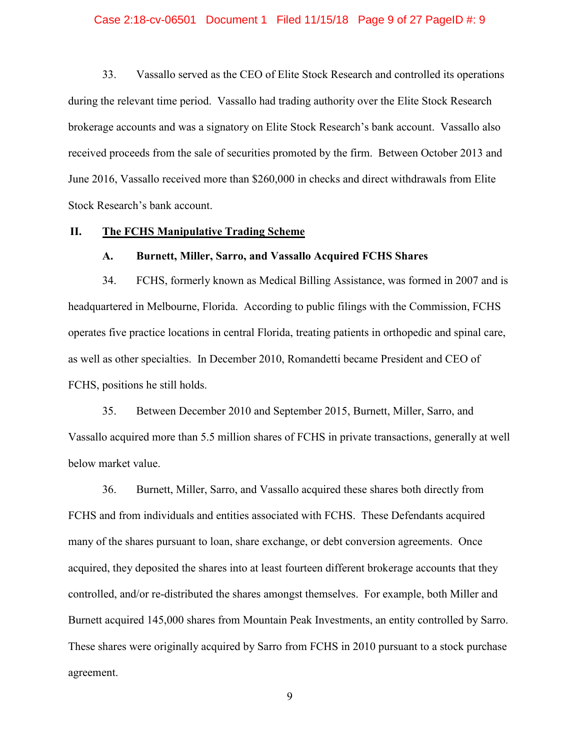33. Vassallo served as the CEO of Elite Stock Research and controlled its operations during the relevant time period. Vassallo had trading authority over the Elite Stock Research brokerage accounts and was a signatory on Elite Stock Research's bank account. Vassallo also received proceeds from the sale of securities promoted by the firm. Between October 2013 and June 2016, Vassallo received more than $260,000 in checks and direct withdrawals from Elite Stock Research's bank account.

## II. <u>The FCHS Manipulative Trading Scheme</u>

### A. Burnett, Miller, Sarro, and Vassallo Acquired FCHS Shares

34. FCHS, formerly known as Medical Billing Assistance, was formed in 2007 and is headquartered in Melbourne, Florida. According to public filings with the Commission, FCHS operates five practice locations in central Florida, treating patients in orthopedic and spinal care, as well as other specialties. In December 2010, Romandetti became President and CEO of FCHS, positions he still holds.

35. Between December 2010 and September 2015, Burnett, Miller, Sarro, and Vassallo acquired more than 5.5 million shares of FCHS in private transactions, generally at well below market value.

36. Burnett, Miller, Sarro, and Vassallo acquired these shares both directly from FCHS and from individuals and entities associated with FCHS. These Defendants acquired many of the shares pursuant to loan, share exchange, or debt conversion agreements. Once acquired, they deposited the shares into at least fourteen different brokerage accounts that they controlled, and/or re-distributed the shares amongst themselves. For example, both Miller and Burnett acquired 145,000 shares from Mountain Peak Investments, an entity controlled by Sarro. These shares were originally acquired by Sarro from FCHS in 2010 pursuant to a stock purchase agreement.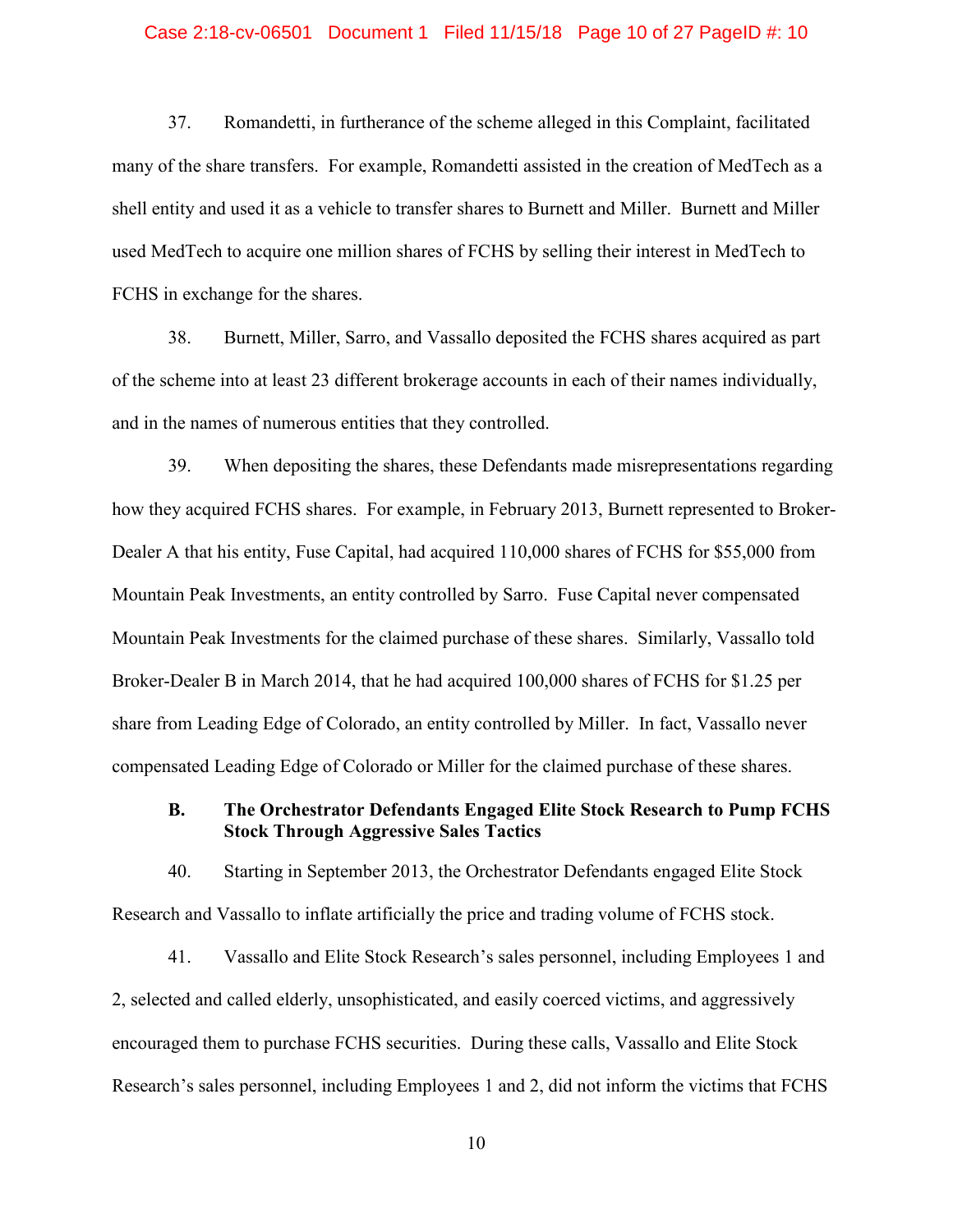37. Romandetti, in furtherance of the scheme alleged in this Complaint, facilitated many of the share transfers. For example, Romandetti assisted in the creation of MedTech as a shell entity and used it as a vehicle to transfer shares to Burnett and Miller. Burnett and Miller used MedTech to acquire one million shares of FCHS by selling their interest in MedTech to FCHS in exchange for the shares.

38. Burnett, Miller, Sarro, and Vassallo deposited the FCHS shares acquired as part of the scheme into at least 23 different brokerage accounts in each of their names individually, and in the names of numerous entities that they controlled.

39. When depositing the shares, these Defendants made misrepresentations regarding how they acquired FCHS shares. For example, in February 2013, Burnett represented to Broker-Dealer A that his entity, Fuse Capital, had acquired 110,000 shares of FCHS for $55,000 from Mountain Peak Investments, an entity controlled by Sarro. Fuse Capital never compensated Mountain Peak Investments for the claimed purchase of these shares. Similarly, Vassallo told Broker-Dealer B in March 2014, that he had acquired 100,000 shares of FCHS for $1.25 per share from Leading Edge of Colorado, an entity controlled by Miller. In fact, Vassallo never compensated Leading Edge of Colorado or Miller for the claimed purchase of these shares.

### B. The Orchestrator Defendants Engaged Elite Stock Research to Pump FCHS Stock Through Aggressive Sales Tactics

40. Starting in September 2013, the Orchestrator Defendants engaged Elite Stock Research and Vassallo to inflate artificially the price and trading volume of FCHS stock.

41. Vassallo and Elite Stock Research's sales personnel, including Employees 1 and 2, selected and called elderly, unsophisticated, and easily coerced victims, and aggressively encouraged them to purchase FCHS securities. During these calls, Vassallo and Elite Stock Research's sales personnel, including Employees 1 and 2, did not inform the victims that FCHS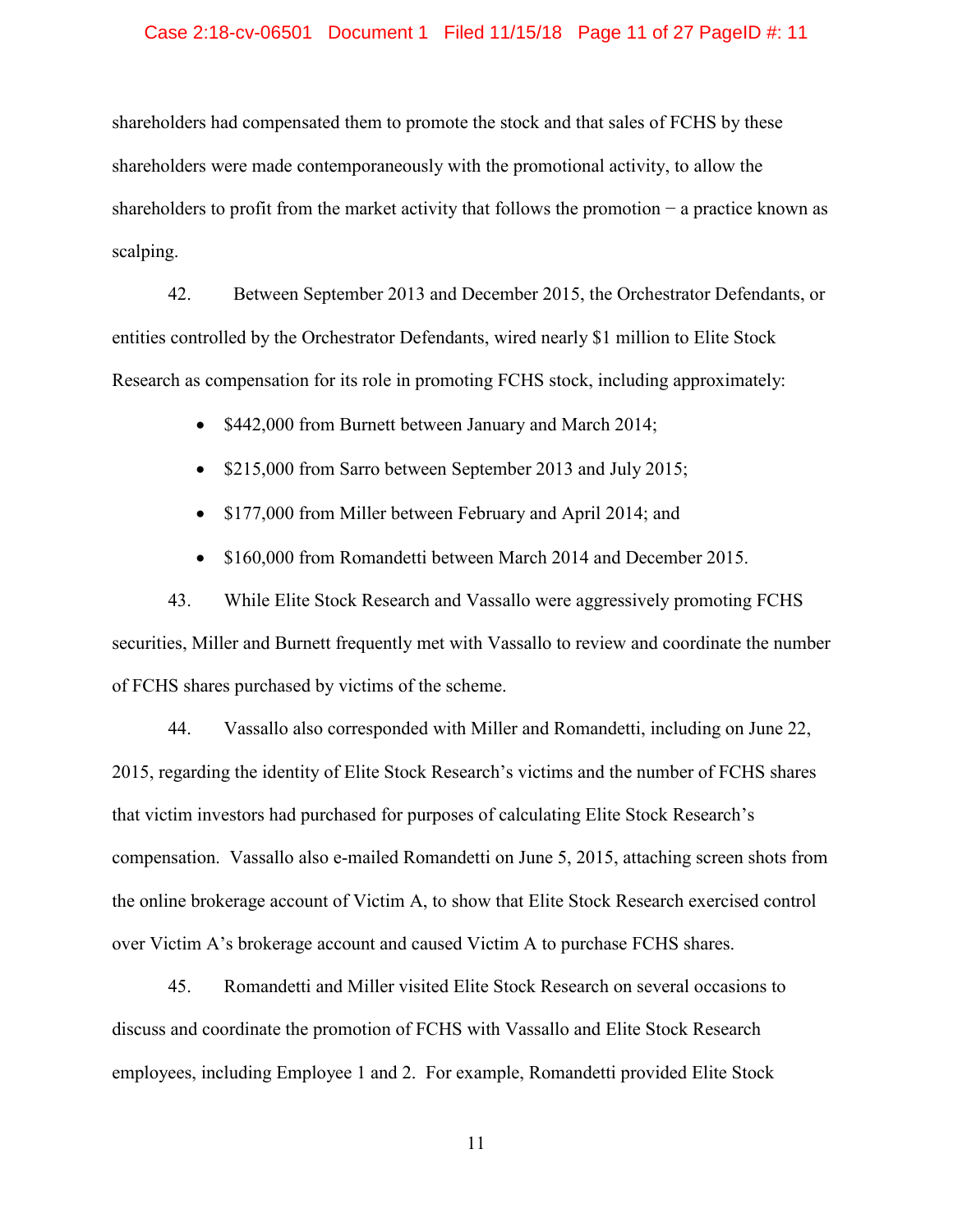shareholders had compensated them to promote the stock and that sales of FCHS by these shareholders were made contemporaneously with the promotional activity, to allow the shareholders to profit from the market activity that follows the promotion − a practice known as scalping.

42. Between September 2013 and December 2015, the Orchestrator Defendants, or entities controlled by the Orchestrator Defendants, wired nearly $1 million to Elite Stock Research as compensation for its role in promoting FCHS stock, including approximately:

- $442,000 from Burnett between January and March 2014;
- $215,000 from Sarro between September 2013 and July 2015;
- $177,000 from Miller between February and April 2014; and
- $160,000 from Romandetti between March 2014 and December 2015.

43. While Elite Stock Research and Vassallo were aggressively promoting FCHS securities, Miller and Burnett frequently met with Vassallo to review and coordinate the number of FCHS shares purchased by victims of the scheme.

44. Vassallo also corresponded with Miller and Romandetti, including on June 22, 2015, regarding the identity of Elite Stock Research's victims and the number of FCHS shares that victim investors had purchased for purposes of calculating Elite Stock Research's compensation. Vassallo also e-mailed Romandetti on June 5, 2015, attaching screen shots from the online brokerage account of Victim A, to show that Elite Stock Research exercised control over Victim A's brokerage account and caused Victim A to purchase FCHS shares.

45. Romandetti and Miller visited Elite Stock Research on several occasions to discuss and coordinate the promotion of FCHS with Vassallo and Elite Stock Research employees, including Employee 1 and 2. For example, Romandetti provided Elite Stock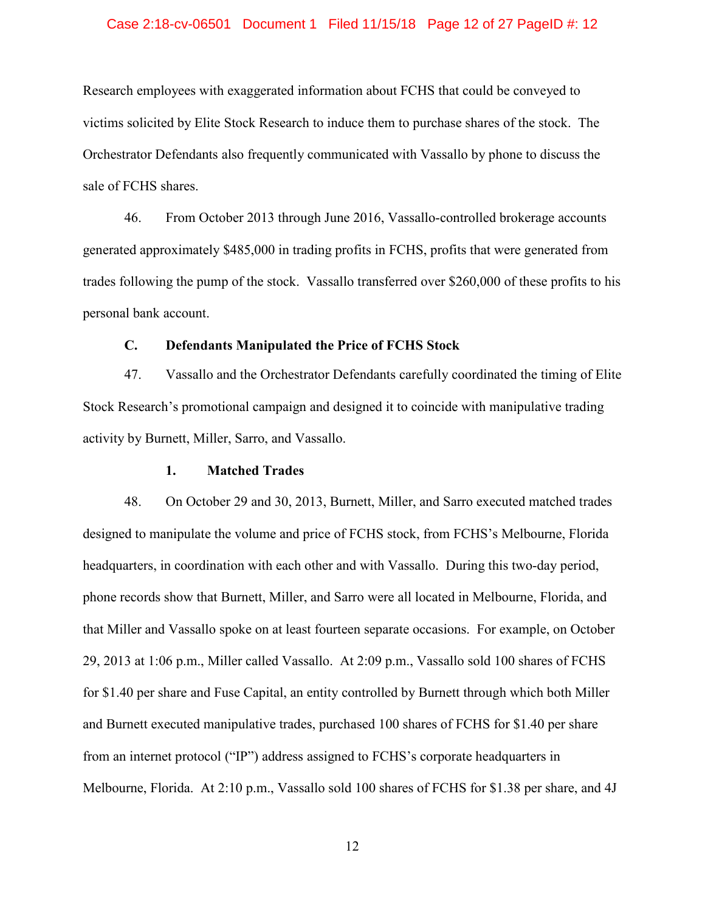Research employees with exaggerated information about FCHS that could be conveyed to victims solicited by Elite Stock Research to induce them to purchase shares of the stock. The Orchestrator Defendants also frequently communicated with Vassallo by phone to discuss the sale of FCHS shares.

46. From October 2013 through June 2016, Vassallo-controlled brokerage accounts generated approximately $485,000 in trading profits in FCHS, profits that were generated from trades following the pump of the stock. Vassallo transferred over $260,000 of these profits to his personal bank account.

**C. Defendants Manipulated the Price of FCHS Stock**

47. Vassallo and the Orchestrator Defendants carefully coordinated the timing of Elite Stock Research's promotional campaign and designed it to coincide with manipulative trading activity by Burnett, Miller, Sarro, and Vassallo.

**1. Matched Trades**

48. On October 29 and 30, 2013, Burnett, Miller, and Sarro executed matched trades designed to manipulate the volume and price of FCHS stock, from FCHS's Melbourne, Florida headquarters, in coordination with each other and with Vassallo. During this two-day period, phone records show that Burnett, Miller, and Sarro were all located in Melbourne, Florida, and that Miller and Vassallo spoke on at least fourteen separate occasions. For example, on October 29, 2013 at 1:06 p.m., Miller called Vassallo. At 2:09 p.m., Vassallo sold 100 shares of FCHS for $1.40 per share and Fuse Capital, an entity controlled by Burnett through which both Miller and Burnett executed manipulative trades, purchased 100 shares of FCHS for $1.40 per share from an internet protocol ("IP") address assigned to FCHS's corporate headquarters in Melbourne, Florida. At 2:10 p.m., Vassallo sold 100 shares of FCHS for $1.38 per share, and 4J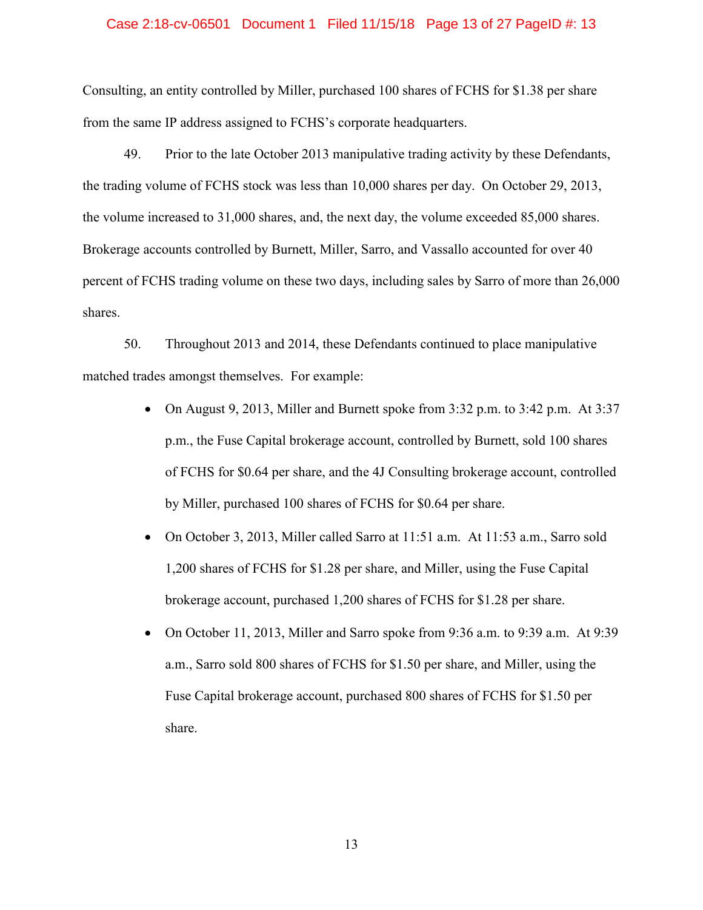Consulting, an entity controlled by Miller, purchased 100 shares of FCHS for $1.38 per share from the same IP address assigned to FCHS's corporate headquarters.

49. Prior to the late October 2013 manipulative trading activity by these Defendants, the trading volume of FCHS stock was less than 10,000 shares per day. On October 29, 2013, the volume increased to 31,000 shares, and, the next day, the volume exceeded 85,000 shares. Brokerage accounts controlled by Burnett, Miller, Sarro, and Vassallo accounted for over 40 percent of FCHS trading volume on these two days, including sales by Sarro of more than 26,000 shares.

50. Throughout 2013 and 2014, these Defendants continued to place manipulative matched trades amongst themselves. For example:

- On August 9, 2013, Miller and Burnett spoke from 3:32 p.m. to 3:42 p.m. At 3:37 p.m., the Fuse Capital brokerage account, controlled by Burnett, sold 100 shares of FCHS for $0.64 per share, and the 4J Consulting brokerage account, controlled by Miller, purchased 100 shares of FCHS for $0.64 per share.
- On October 3, 2013, Miller called Sarro at 11:51 a.m. At 11:53 a.m., Sarro sold 1,200 shares of FCHS for $1.28 per share, and Miller, using the Fuse Capital brokerage account, purchased 1,200 shares of FCHS for $1.28 per share.
- On October 11, 2013, Miller and Sarro spoke from 9:36 a.m. to 9:39 a.m. At 9:39 a.m., Sarro sold 800 shares of FCHS for $1.50 per share, and Miller, using the Fuse Capital brokerage account, purchased 800 shares of FCHS for $1.50 per share.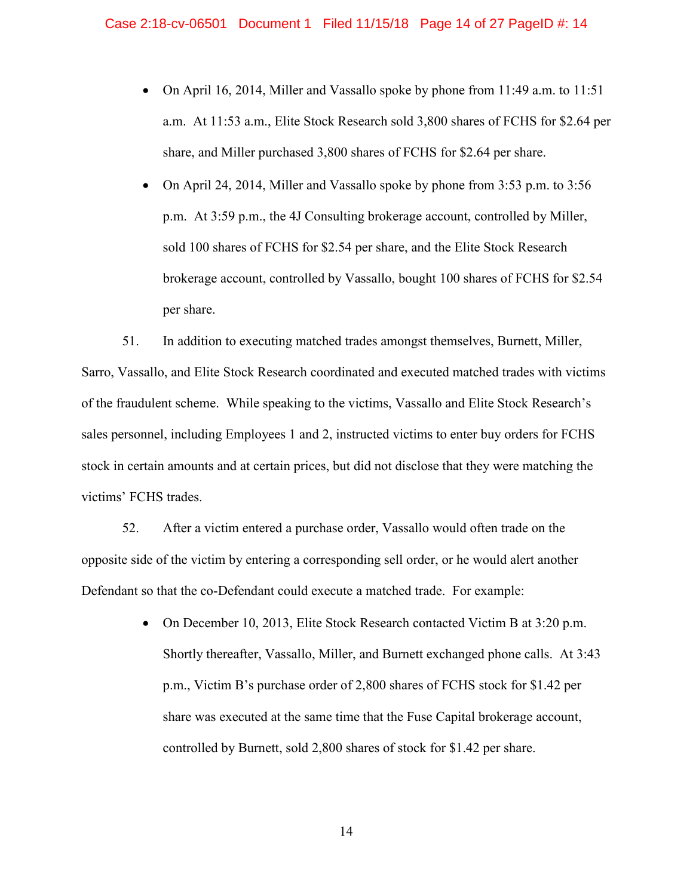- On April 16, 2014, Miller and Vassallo spoke by phone from 11:49 a.m. to 11:51 a.m. At 11:53 a.m., Elite Stock Research sold 3,800 shares of FCHS for $2.64 per share, and Miller purchased 3,800 shares of FCHS for $2.64 per share.
- On April 24, 2014, Miller and Vassallo spoke by phone from 3:53 p.m. to 3:56 p.m. At 3:59 p.m., the 4J Consulting brokerage account, controlled by Miller, sold 100 shares of FCHS for $2.54 per share, and the Elite Stock Research brokerage account, controlled by Vassallo, bought 100 shares of FCHS for $2.54 per share.

51. In addition to executing matched trades amongst themselves, Burnett, Miller, Sarro, Vassallo, and Elite Stock Research coordinated and executed matched trades with victims of the fraudulent scheme. While speaking to the victims, Vassallo and Elite Stock Research's sales personnel, including Employees 1 and 2, instructed victims to enter buy orders for FCHS stock in certain amounts and at certain prices, but did not disclose that they were matching the victims' FCHS trades.

52. After a victim entered a purchase order, Vassallo would often trade on the opposite side of the victim by entering a corresponding sell order, or he would alert another Defendant so that the co-Defendant could execute a matched trade. For example:

- On December 10, 2013, Elite Stock Research contacted Victim B at 3:20 p.m. Shortly thereafter, Vassallo, Miller, and Burnett exchanged phone calls. At 3:43 p.m., Victim B's purchase order of 2,800 shares of FCHS stock for $1.42 per share was executed at the same time that the Fuse Capital brokerage account, controlled by Burnett, sold 2,800 shares of stock for $1.42 per share.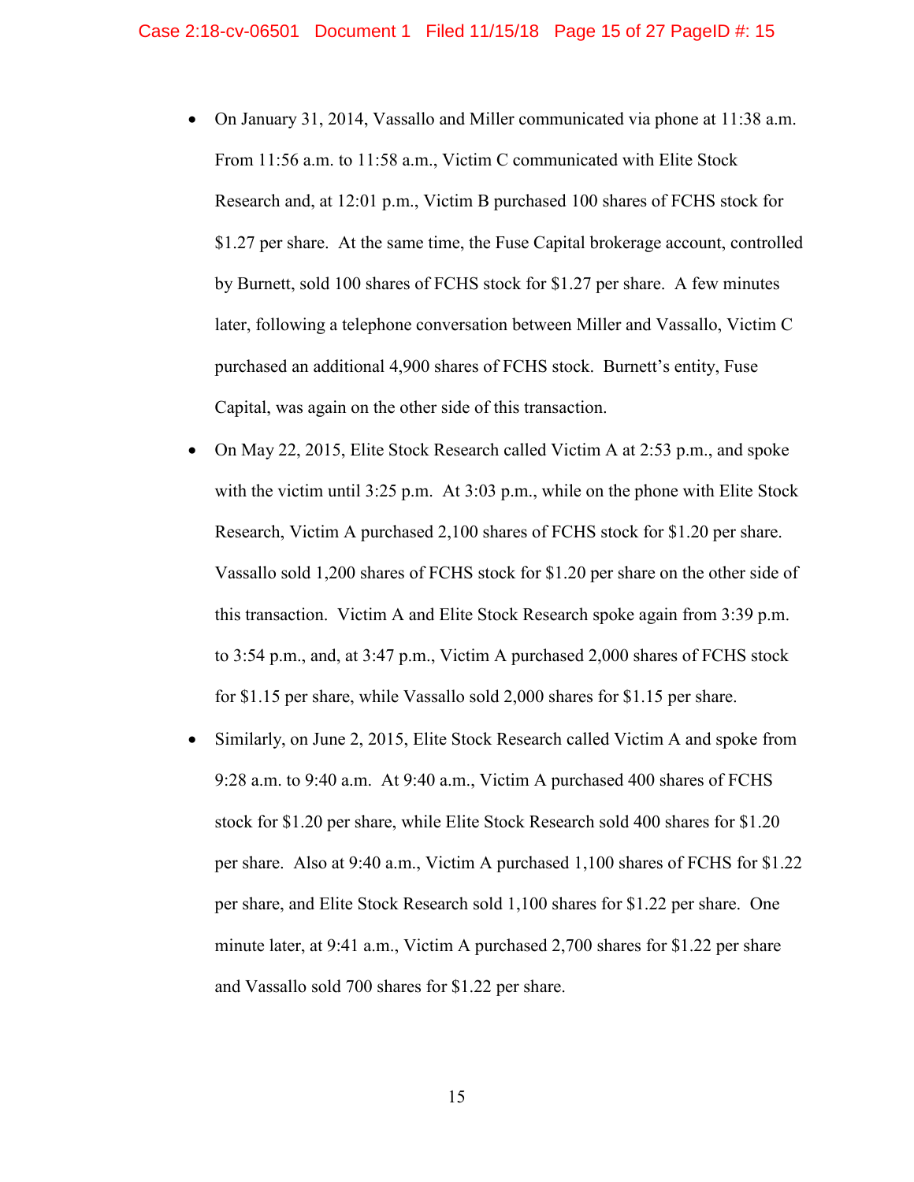- On January 31, 2014, Vassallo and Miller communicated via phone at 11:38 a.m. From 11:56 a.m. to 11:58 a.m., Victim C communicated with Elite Stock Research and, at 12:01 p.m., Victim B purchased 100 shares of FCHS stock for $1.27 per share. At the same time, the Fuse Capital brokerage account, controlled by Burnett, sold 100 shares of FCHS stock for $1.27 per share. A few minutes later, following a telephone conversation between Miller and Vassallo, Victim C purchased an additional 4,900 shares of FCHS stock. Burnett's entity, Fuse Capital, was again on the other side of this transaction.
- On May 22, 2015, Elite Stock Research called Victim A at 2:53 p.m., and spoke with the victim until 3:25 p.m. At 3:03 p.m., while on the phone with Elite Stock Research, Victim A purchased 2,100 shares of FCHS stock for $1.20 per share. Vassallo sold 1,200 shares of FCHS stock for $1.20 per share on the other side of this transaction. Victim A and Elite Stock Research spoke again from 3:39 p.m. to 3:54 p.m., and, at 3:47 p.m., Victim A purchased 2,000 shares of FCHS stock for $1.15 per share, while Vassallo sold 2,000 shares for $1.15 per share.
- Similarly, on June 2, 2015, Elite Stock Research called Victim A and spoke from 9:28 a.m. to 9:40 a.m. At 9:40 a.m., Victim A purchased 400 shares of FCHS stock for $1.20 per share, while Elite Stock Research sold 400 shares for $1.20 per share. Also at 9:40 a.m., Victim A purchased 1,100 shares of FCHS for $1.22 per share, and Elite Stock Research sold 1,100 shares for $1.22 per share. One minute later, at 9:41 a.m., Victim A purchased 2,700 shares for $1.22 per share and Vassallo sold 700 shares for $1.22 per share.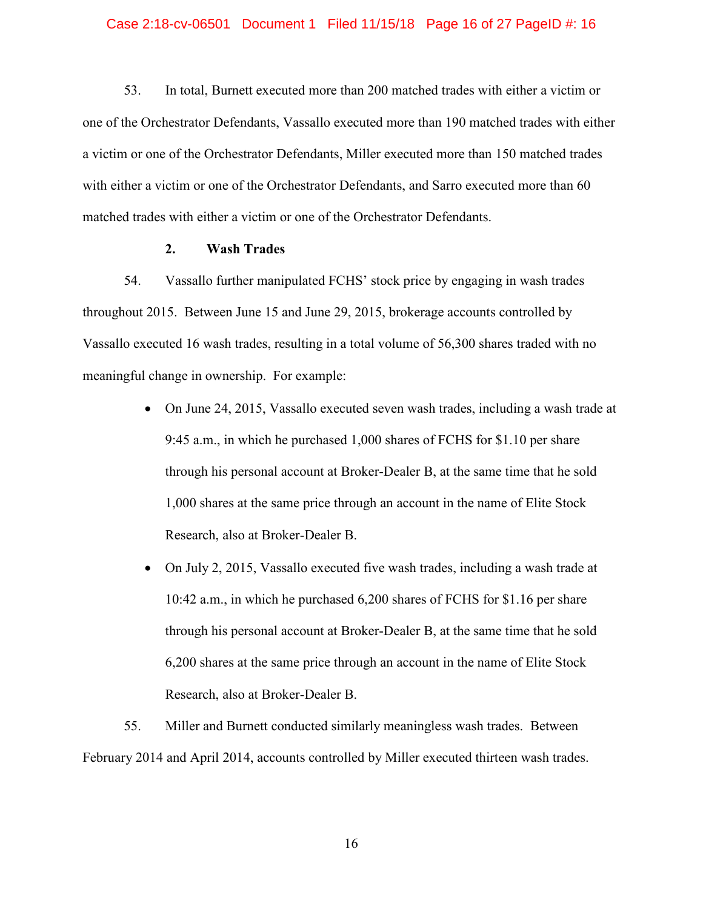53. In total, Burnett executed more than 200 matched trades with either a victim or one of the Orchestrator Defendants, Vassallo executed more than 190 matched trades with either a victim or one of the Orchestrator Defendants, Miller executed more than 150 matched trades with either a victim or one of the Orchestrator Defendants, and Sarro executed more than 60 matched trades with either a victim or one of the Orchestrator Defendants.

**2. Wash Trades**

54. Vassallo further manipulated FCHS' stock price by engaging in wash trades throughout 2015. Between June 15 and June 29, 2015, brokerage accounts controlled by Vassallo executed 16 wash trades, resulting in a total volume of 56,300 shares traded with no meaningful change in ownership. For example:

- On June 24, 2015, Vassallo executed seven wash trades, including a wash trade at 9:45 a.m., in which he purchased 1,000 shares of FCHS for $1.10 per share through his personal account at Broker-Dealer B, at the same time that he sold 1,000 shares at the same price through an account in the name of Elite Stock Research, also at Broker-Dealer B.
- On July 2, 2015, Vassallo executed five wash trades, including a wash trade at 10:42 a.m., in which he purchased 6,200 shares of FCHS for $1.16 per share through his personal account at Broker-Dealer B, at the same time that he sold 6,200 shares at the same price through an account in the name of Elite Stock Research, also at Broker-Dealer B.

55. Miller and Burnett conducted similarly meaningless wash trades. Between February 2014 and April 2014, accounts controlled by Miller executed thirteen wash trades.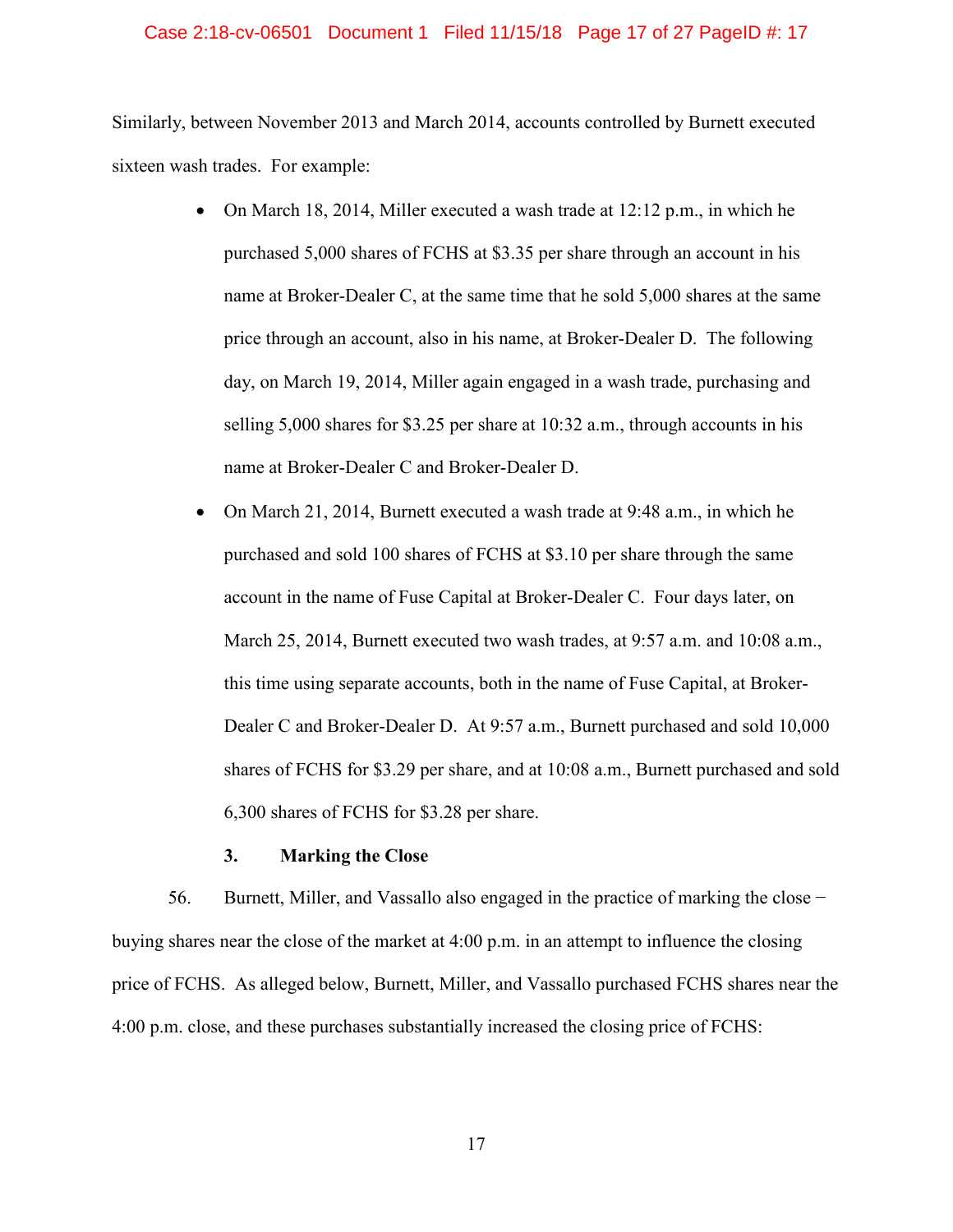Similarly, between November 2013 and March 2014, accounts controlled by Burnett executed sixteen wash trades. For example:

- On March 18, 2014, Miller executed a wash trade at 12:12 p.m., in which he purchased 5,000 shares of FCHS at $3.35 per share through an account in his name at Broker-Dealer C, at the same time that he sold 5,000 shares at the same price through an account, also in his name, at Broker-Dealer D. The following day, on March 19, 2014, Miller again engaged in a wash trade, purchasing and selling 5,000 shares for $3.25 per share at 10:32 a.m., through accounts in his name at Broker-Dealer C and Broker-Dealer D.
- On March 21, 2014, Burnett executed a wash trade at 9:48 a.m., in which he purchased and sold 100 shares of FCHS at $3.10 per share through the same account in the name of Fuse Capital at Broker-Dealer C. Four days later, on March 25, 2014, Burnett executed two wash trades, at 9:57 a.m. and 10:08 a.m., this time using separate accounts, both in the name of Fuse Capital, at Broker-Dealer C and Broker-Dealer D. At 9:57 a.m., Burnett purchased and sold 10,000 shares of FCHS for $3.29 per share, and at 10:08 a.m., Burnett purchased and sold 6,300 shares of FCHS for $3.28 per share.

### 3. Marking the Close

56. Burnett, Miller, and Vassallo also engaged in the practice of marking the close − buying shares near the close of the market at 4:00 p.m. in an attempt to influence the closing price of FCHS. As alleged below, Burnett, Miller, and Vassallo purchased FCHS shares near the 4:00 p.m. close, and these purchases substantially increased the closing price of FCHS: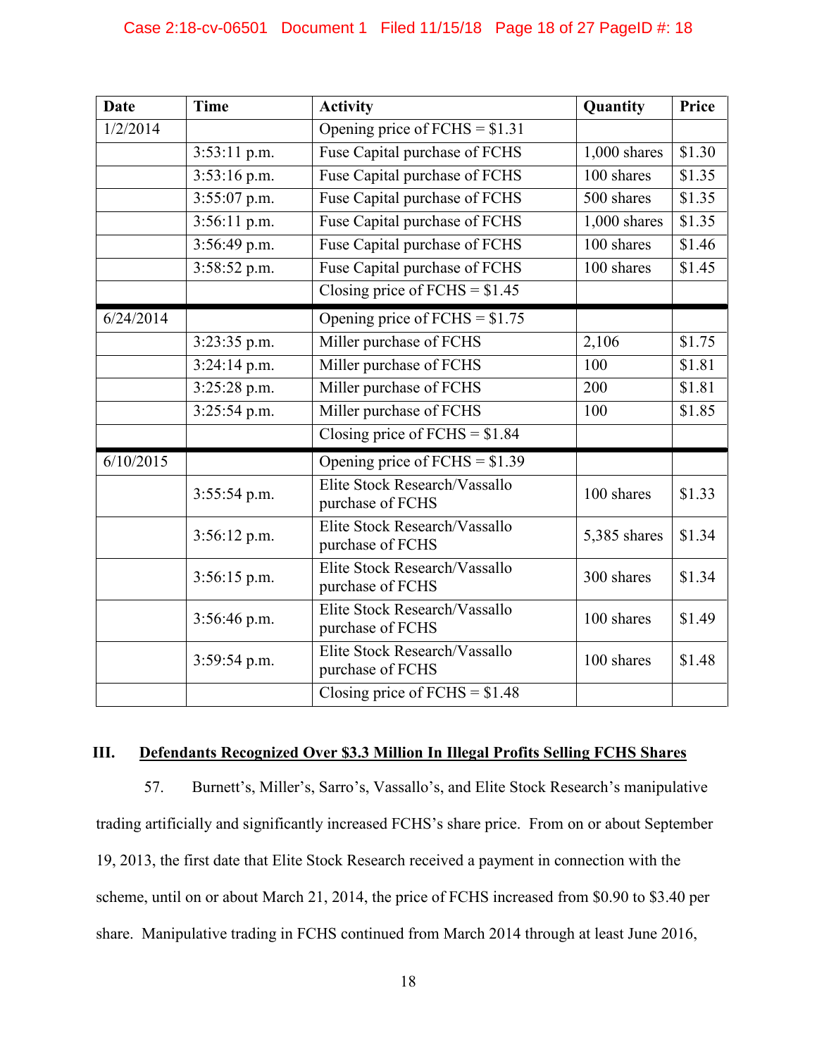| Date | Time | Activity | Quantity | Price |
|---|---|---|---|---|
| 1/2/2014 | | Opening price of FCHS = $1.31 | | |
| | 3:53:11 p.m. | Fuse Capital purchase of FCHS | 1,000 shares | $1.30 |
| | 3:53:16 p.m. | Fuse Capital purchase of FCHS | 100 shares | $1.35 |
| | 3:55:07 p.m. | Fuse Capital purchase of FCHS | 500 shares | $1.35 |
| | 3:56:11 p.m. | Fuse Capital purchase of FCHS | 1,000 shares | $1.35 |
| | 3:56:49 p.m. | Fuse Capital purchase of FCHS | 100 shares | $1.46 |
| | 3:58:52 p.m. | Fuse Capital purchase of FCHS | 100 shares | $1.45 |
| | | Closing price of FCHS = $1.45 | | |
| 6/24/2014 | | Opening price of FCHS = $1.75 | | |
| | 3:23:35 p.m. | Miller purchase of FCHS | 2,106 | $1.75 |
| | 3:24:14 p.m. | Miller purchase of FCHS | 100 | $1.81 |
| | 3:25:28 p.m. | Miller purchase of FCHS | 200 | $1.81 |
| | 3:25:54 p.m. | Miller purchase of FCHS | 100 | $1.85 |
| | | Closing price of FCHS = $1.84 | | |
| 6/10/2015 | | Opening price of FCHS = $1.39 | | |
| | 3:55:54 p.m. | Elite Stock Research/Vassallo purchase of FCHS | 100 shares | $1.33 |
| | 3:56:12 p.m. | Elite Stock Research/Vassallo purchase of FCHS | 5,385 shares | $1.34 |
| | 3:56:15 p.m. | Elite Stock Research/Vassallo purchase of FCHS | 300 shares | $1.34 |
| | 3:56:46 p.m. | Elite Stock Research/Vassallo purchase of FCHS | 100 shares | $1.49 |
| | 3:59:54 p.m. | Elite Stock Research/Vassallo purchase of FCHS | 100 shares | $1.48 |
| | | Closing price of FCHS = $1.48 | | |

## III. Defendants Recognized Over $3.3 Million In Illegal Profits Selling FCHS Shares

57. Burnett's, Miller's, Sarro's, Vassallo's, and Elite Stock Research's manipulative trading artificially and significantly increased FCHS's share price. From on or about September 19, 2013, the first date that Elite Stock Research received a payment in connection with the scheme, until on or about March 21, 2014, the price of FCHS increased from $0.90 to $3.40 per share. Manipulative trading in FCHS continued from March 2014 through at least June 2016,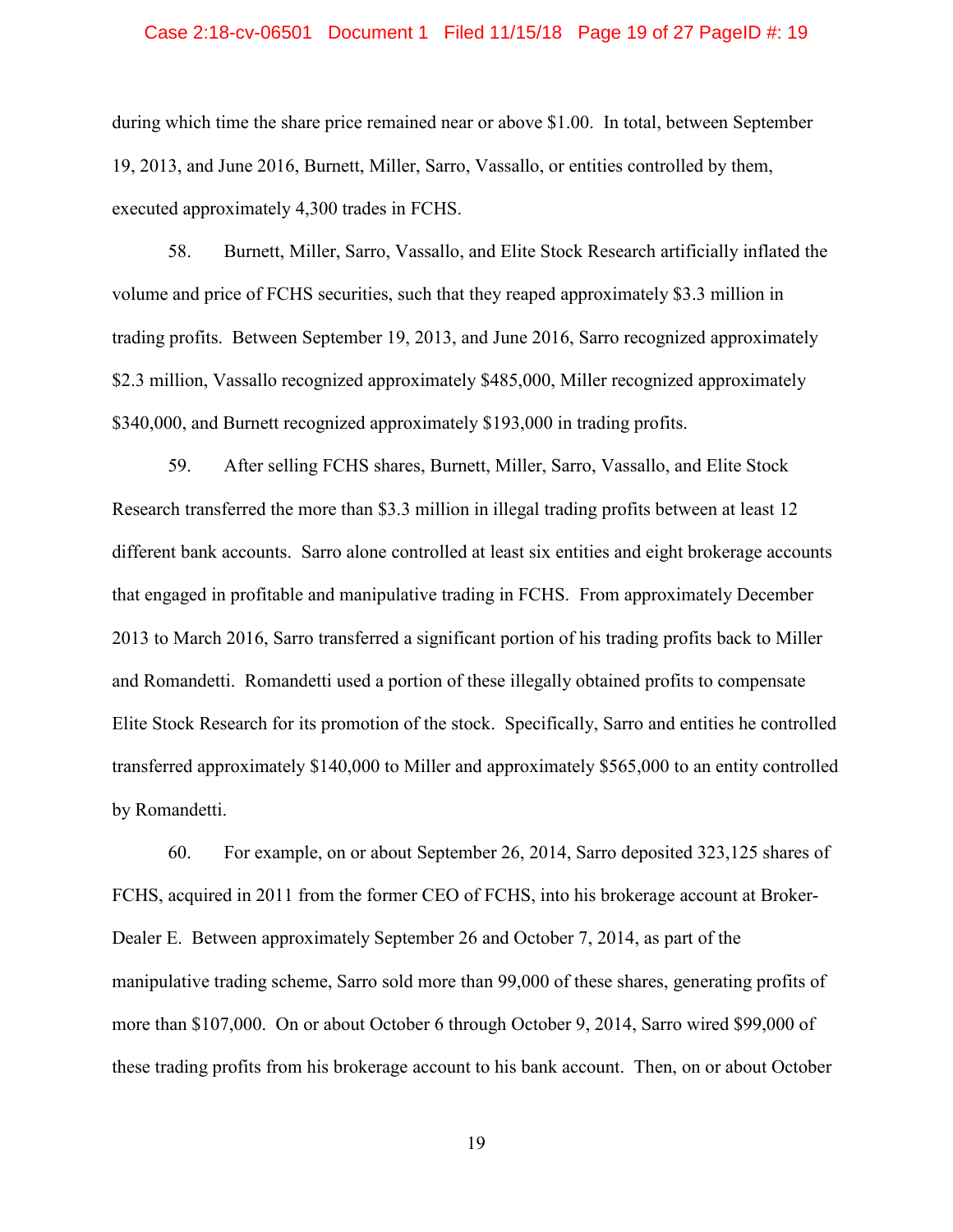during which time the share price remained near or above $1.00. In total, between September 19, 2013, and June 2016, Burnett, Miller, Sarro, Vassallo, or entities controlled by them, executed approximately 4,300 trades in FCHS.

58. Burnett, Miller, Sarro, Vassallo, and Elite Stock Research artificially inflated the volume and price of FCHS securities, such that they reaped approximately $3.3 million in trading profits. Between September 19, 2013, and June 2016, Sarro recognized approximately $2.3 million, Vassallo recognized approximately $485,000, Miller recognized approximately $340,000, and Burnett recognized approximately $193,000 in trading profits.

59. After selling FCHS shares, Burnett, Miller, Sarro, Vassallo, and Elite Stock Research transferred the more than $3.3 million in illegal trading profits between at least 12 different bank accounts. Sarro alone controlled at least six entities and eight brokerage accounts that engaged in profitable and manipulative trading in FCHS. From approximately December 2013 to March 2016, Sarro transferred a significant portion of his trading profits back to Miller and Romandetti. Romandetti used a portion of these illegally obtained profits to compensate Elite Stock Research for its promotion of the stock. Specifically, Sarro and entities he controlled transferred approximately $140,000 to Miller and approximately $565,000 to an entity controlled by Romandetti.

60. For example, on or about September 26, 2014, Sarro deposited 323,125 shares of FCHS, acquired in 2011 from the former CEO of FCHS, into his brokerage account at Broker-Dealer E. Between approximately September 26 and October 7, 2014, as part of the manipulative trading scheme, Sarro sold more than 99,000 of these shares, generating profits of more than $107,000. On or about October 6 through October 9, 2014, Sarro wired $99,000 of these trading profits from his brokerage account to his bank account. Then, on or about October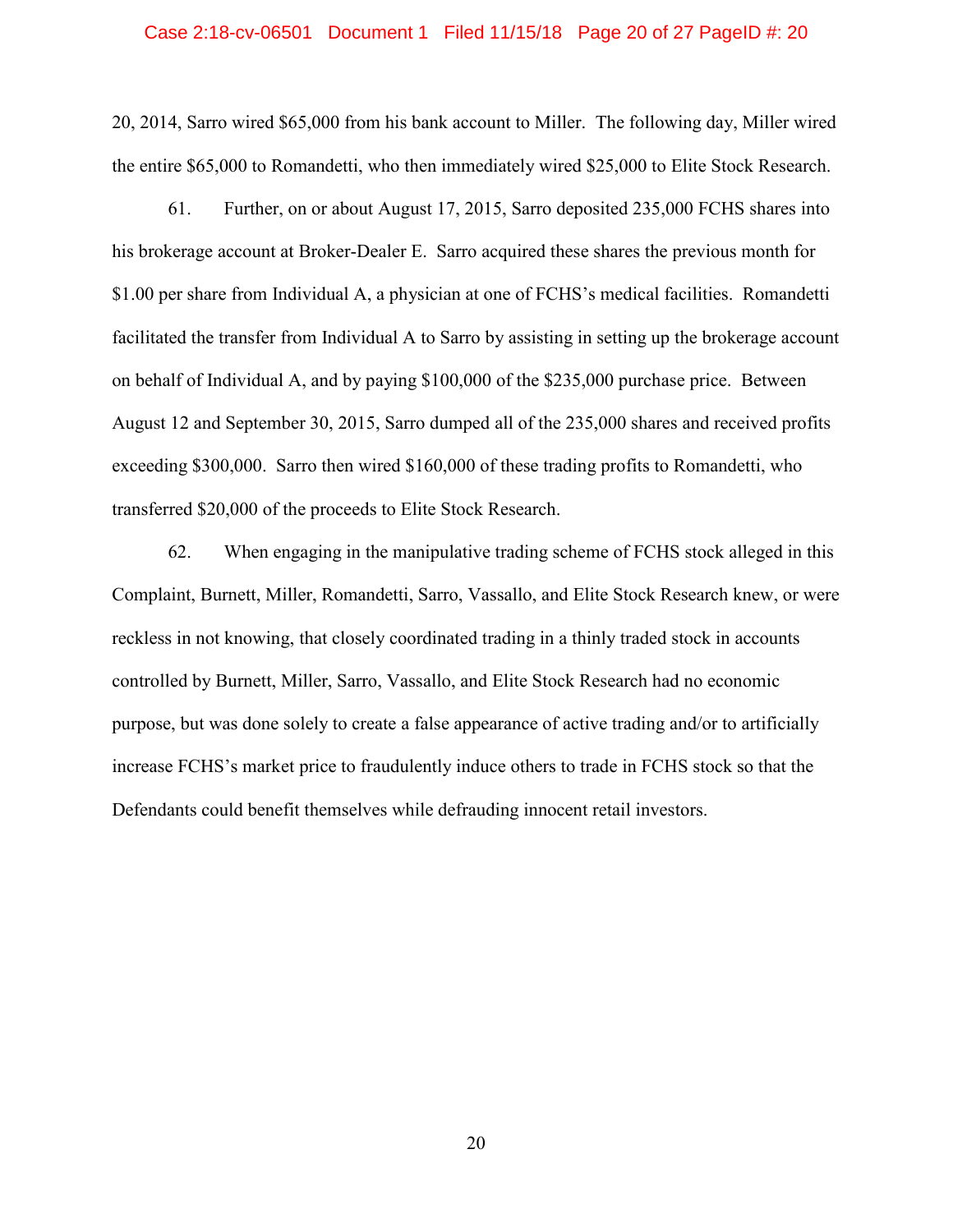20, 2014, Sarro wired $65,000 from his bank account to Miller. The following day, Miller wired the entire $65,000 to Romandetti, who then immediately wired $25,000 to Elite Stock Research.

61. Further, on or about August 17, 2015, Sarro deposited 235,000 FCHS shares into his brokerage account at Broker-Dealer E. Sarro acquired these shares the previous month for $1.00 per share from Individual A, a physician at one of FCHS's medical facilities. Romandetti facilitated the transfer from Individual A to Sarro by assisting in setting up the brokerage account on behalf of Individual A, and by paying $100,000 of the $235,000 purchase price. Between August 12 and September 30, 2015, Sarro dumped all of the 235,000 shares and received profits exceeding $300,000. Sarro then wired $160,000 of these trading profits to Romandetti, who transferred $20,000 of the proceeds to Elite Stock Research.

62. When engaging in the manipulative trading scheme of FCHS stock alleged in this Complaint, Burnett, Miller, Romandetti, Sarro, Vassallo, and Elite Stock Research knew, or were reckless in not knowing, that closely coordinated trading in a thinly traded stock in accounts controlled by Burnett, Miller, Sarro, Vassallo, and Elite Stock Research had no economic purpose, but was done solely to create a false appearance of active trading and/or to artificially increase FCHS's market price to fraudulently induce others to trade in FCHS stock so that the Defendants could benefit themselves while defrauding innocent retail investors.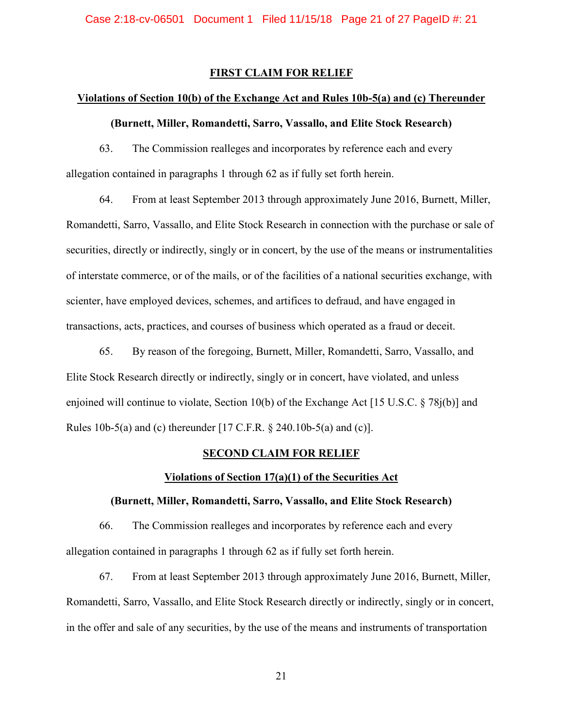## FIRST CLAIM FOR RELIEF

### Violations of Section 10(b) of the Exchange Act and Rules 10b-5(a) and (c) Thereunder

**(Burnett, Miller, Romandetti, Sarro, Vassallo, and Elite Stock Research)**

63. The Commission realleges and incorporates by reference each and every allegation contained in paragraphs 1 through 62 as if fully set forth herein.

64. From at least September 2013 through approximately June 2016, Burnett, Miller, Romandetti, Sarro, Vassallo, and Elite Stock Research in connection with the purchase or sale of securities, directly or indirectly, singly or in concert, by the use of the means or instrumentalities of interstate commerce, or of the mails, or of the facilities of a national securities exchange, with scienter, have employed devices, schemes, and artifices to defraud, and have engaged in transactions, acts, practices, and courses of business which operated as a fraud or deceit.

65. By reason of the foregoing, Burnett, Miller, Romandetti, Sarro, Vassallo, and Elite Stock Research directly or indirectly, singly or in concert, have violated, and unless enjoined will continue to violate, Section 10(b) of the Exchange Act [15 U.S.C. § 78j(b)] and Rules 10b-5(a) and (c) thereunder [17 C.F.R. § 240.10b-5(a) and (c)].

## SECOND CLAIM FOR RELIEF

### Violations of Section 17(a)(1) of the Securities Act

**(Burnett, Miller, Romandetti, Sarro, Vassallo, and Elite Stock Research)**

66. The Commission realleges and incorporates by reference each and every allegation contained in paragraphs 1 through 62 as if fully set forth herein.

67. From at least September 2013 through approximately June 2016, Burnett, Miller, Romandetti, Sarro, Vassallo, and Elite Stock Research directly or indirectly, singly or in concert, in the offer and sale of any securities, by the use of the means and instruments of transportation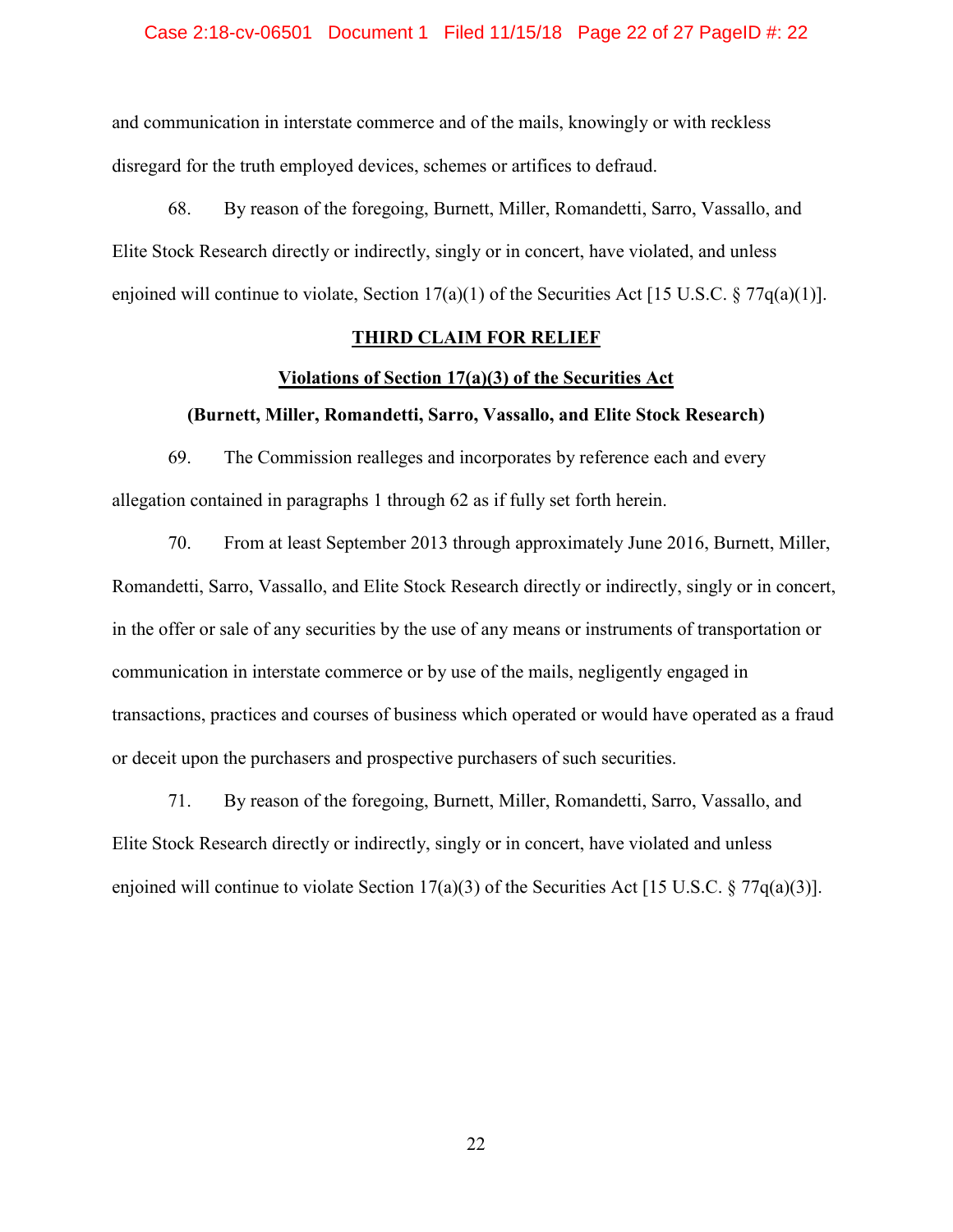and communication in interstate commerce and of the mails, knowingly or with reckless disregard for the truth employed devices, schemes or artifices to defraud.

68. By reason of the foregoing, Burnett, Miller, Romandetti, Sarro, Vassallo, and Elite Stock Research directly or indirectly, singly or in concert, have violated, and unless enjoined will continue to violate, Section 17(a)(1) of the Securities Act [15 U.S.C. § 77q(a)(1)].

**THIRD CLAIM FOR RELIEF**

**Violations of Section 17(a)(3) of the Securities Act**

**(Burnett, Miller, Romandetti, Sarro, Vassallo, and Elite Stock Research)**

69. The Commission realleges and incorporates by reference each and every allegation contained in paragraphs 1 through 62 as if fully set forth herein.

70. From at least September 2013 through approximately June 2016, Burnett, Miller, Romandetti, Sarro, Vassallo, and Elite Stock Research directly or indirectly, singly or in concert, in the offer or sale of any securities by the use of any means or instruments of transportation or communication in interstate commerce or by use of the mails, negligently engaged in transactions, practices and courses of business which operated or would have operated as a fraud or deceit upon the purchasers and prospective purchasers of such securities.

71. By reason of the foregoing, Burnett, Miller, Romandetti, Sarro, Vassallo, and Elite Stock Research directly or indirectly, singly or in concert, have violated and unless enjoined will continue to violate Section 17(a)(3) of the Securities Act [15 U.S.C. § 77q(a)(3)].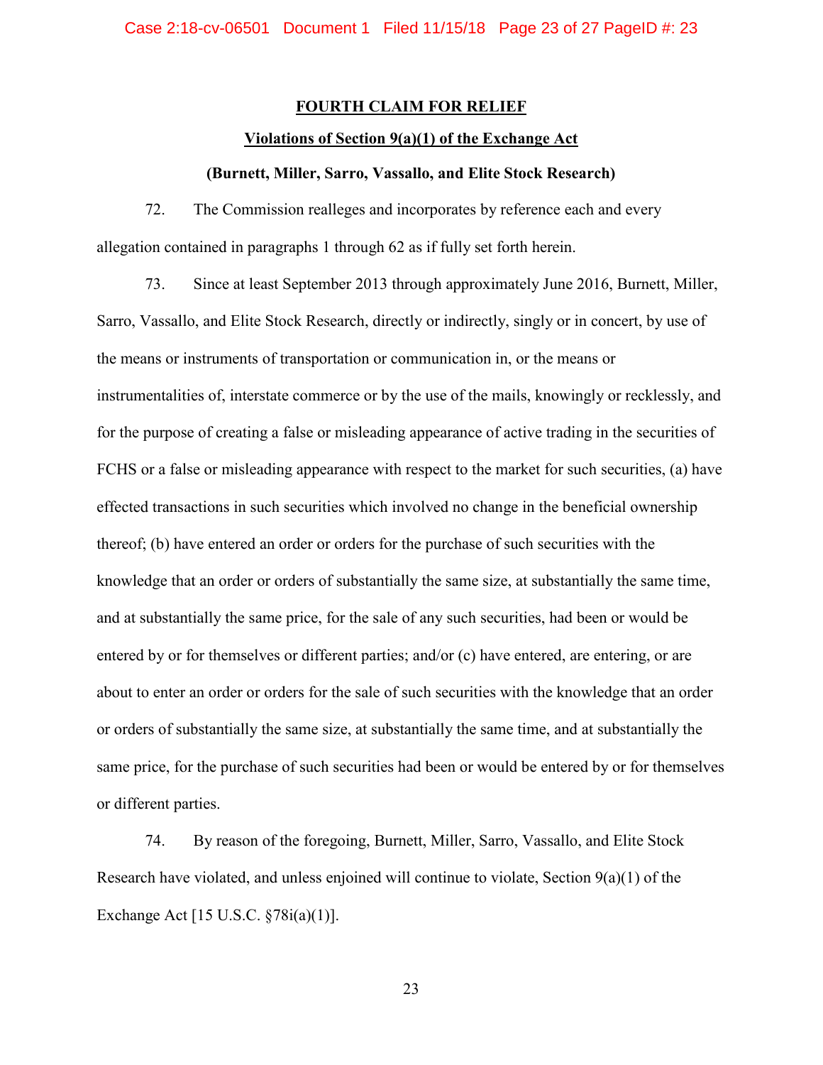## FOURTH CLAIM FOR RELIEF

### Violations of Section 9(a)(1) of the Exchange Act

**(Burnett, Miller, Sarro, Vassallo, and Elite Stock Research)**

72. The Commission realleges and incorporates by reference each and every allegation contained in paragraphs 1 through 62 as if fully set forth herein.

73. Since at least September 2013 through approximately June 2016, Burnett, Miller, Sarro, Vassallo, and Elite Stock Research, directly or indirectly, singly or in concert, by use of the means or instruments of transportation or communication in, or the means or instrumentalities of, interstate commerce or by the use of the mails, knowingly or recklessly, and for the purpose of creating a false or misleading appearance of active trading in the securities of FCHS or a false or misleading appearance with respect to the market for such securities, (a) have effected transactions in such securities which involved no change in the beneficial ownership thereof; (b) have entered an order or orders for the purchase of such securities with the knowledge that an order or orders of substantially the same size, at substantially the same time, and at substantially the same price, for the sale of any such securities, had been or would be entered by or for themselves or different parties; and/or (c) have entered, are entering, or are about to enter an order or orders for the sale of such securities with the knowledge that an order or orders of substantially the same size, at substantially the same time, and at substantially the same price, for the purchase of such securities had been or would be entered by or for themselves or different parties.

74. By reason of the foregoing, Burnett, Miller, Sarro, Vassallo, and Elite Stock Research have violated, and unless enjoined will continue to violate, Section 9(a)(1) of the Exchange Act [15 U.S.C. §78i(a)(1)].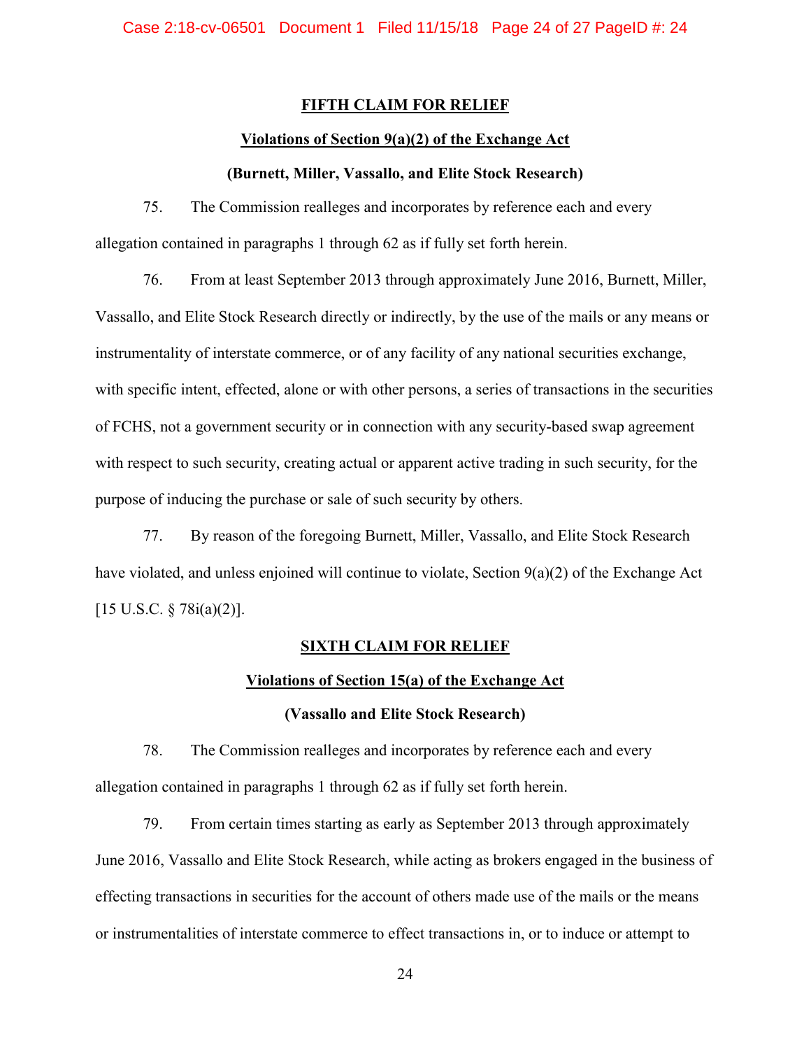## FIFTH CLAIM FOR RELIEF

### Violations of Section 9(a)(2) of the Exchange Act

### (Burnett, Miller, Vassallo, and Elite Stock Research)

75. The Commission realleges and incorporates by reference each and every allegation contained in paragraphs 1 through 62 as if fully set forth herein.

76. From at least September 2013 through approximately June 2016, Burnett, Miller, Vassallo, and Elite Stock Research directly or indirectly, by the use of the mails or any means or instrumentality of interstate commerce, or of any facility of any national securities exchange, with specific intent, effected, alone or with other persons, a series of transactions in the securities of FCHS, not a government security or in connection with any security-based swap agreement with respect to such security, creating actual or apparent active trading in such security, for the purpose of inducing the purchase or sale of such security by others.

77. By reason of the foregoing Burnett, Miller, Vassallo, and Elite Stock Research have violated, and unless enjoined will continue to violate, Section 9(a)(2) of the Exchange Act [15 U.S.C. § 78i(a)(2)].

## SIXTH CLAIM FOR RELIEF

### Violations of Section 15(a) of the Exchange Act

### (Vassallo and Elite Stock Research)

78. The Commission realleges and incorporates by reference each and every allegation contained in paragraphs 1 through 62 as if fully set forth herein.

79. From certain times starting as early as September 2013 through approximately June 2016, Vassallo and Elite Stock Research, while acting as brokers engaged in the business of effecting transactions in securities for the account of others made use of the mails or the means or instrumentalities of interstate commerce to effect transactions in, or to induce or attempt to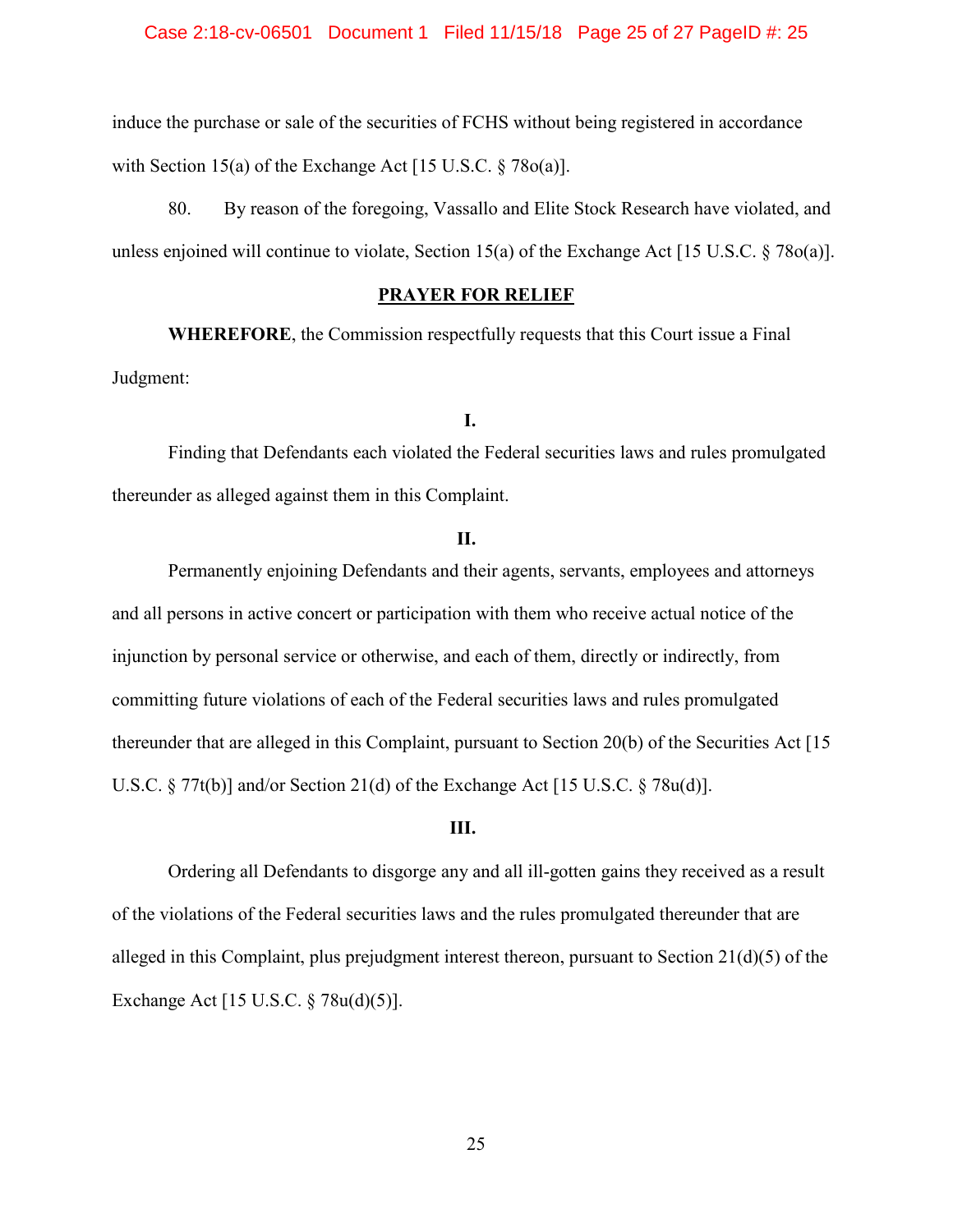induce the purchase or sale of the securities of FCHS without being registered in accordance with Section 15(a) of the Exchange Act [15 U.S.C. § 78o(a)].

80. By reason of the foregoing, Vassallo and Elite Stock Research have violated, and unless enjoined will continue to violate, Section 15(a) of the Exchange Act [15 U.S.C. § 78o(a)].

## PRAYER FOR RELIEF

**WHEREFORE**, the Commission respectfully requests that this Court issue a Final Judgment:

**I.**

Finding that Defendants each violated the Federal securities laws and rules promulgated thereunder as alleged against them in this Complaint.

**II.**

Permanently enjoining Defendants and their agents, servants, employees and attorneys and all persons in active concert or participation with them who receive actual notice of the injunction by personal service or otherwise, and each of them, directly or indirectly, from committing future violations of each of the Federal securities laws and rules promulgated thereunder that are alleged in this Complaint, pursuant to Section 20(b) of the Securities Act [15 U.S.C. § 77t(b)] and/or Section 21(d) of the Exchange Act [15 U.S.C. § 78u(d)].

**III.**

Ordering all Defendants to disgorge any and all ill-gotten gains they received as a result of the violations of the Federal securities laws and the rules promulgated thereunder that are alleged in this Complaint, plus prejudgment interest thereon, pursuant to Section 21(d)(5) of the Exchange Act [15 U.S.C. § 78u(d)(5)].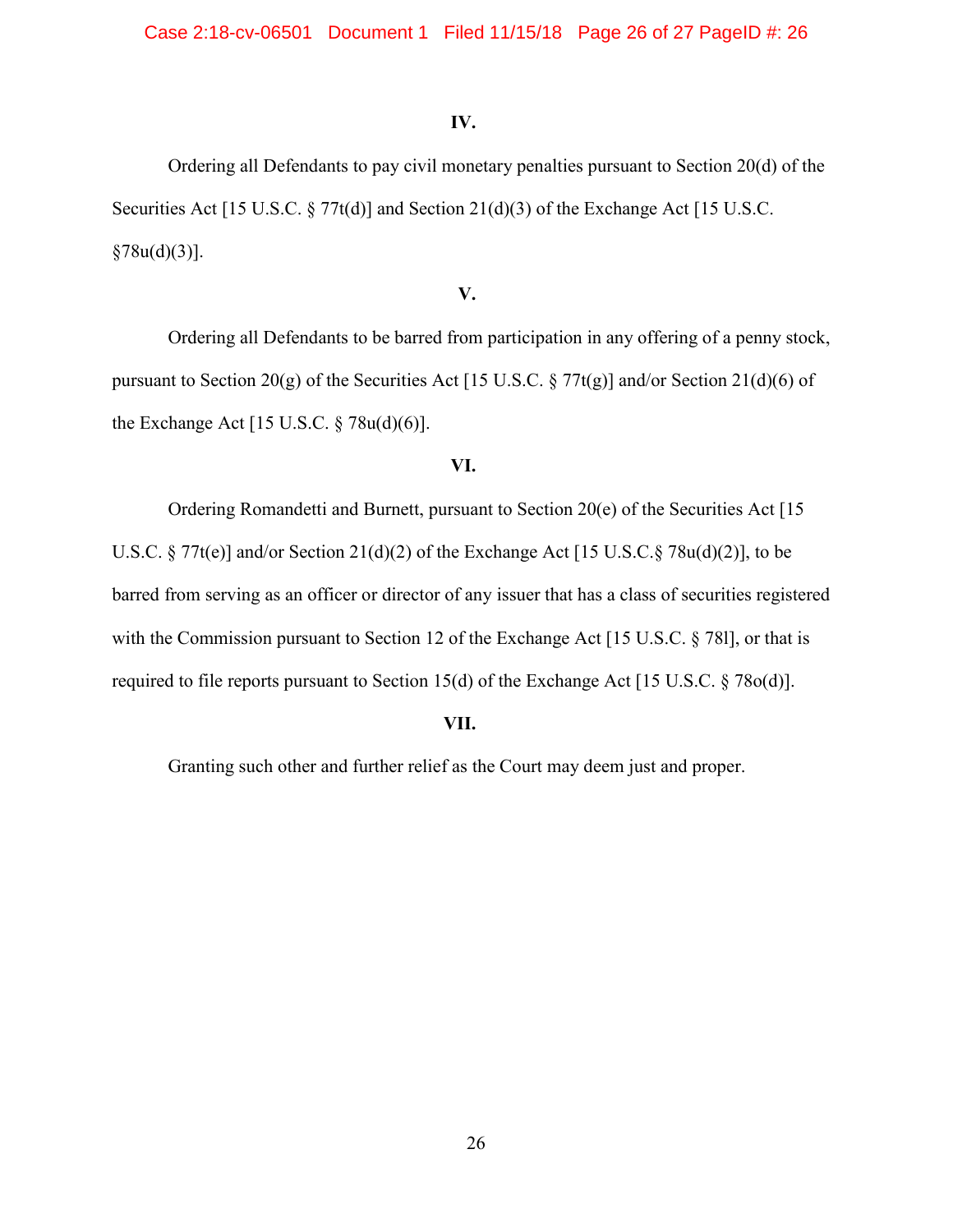**IV.**

Ordering all Defendants to pay civil monetary penalties pursuant to Section 20(d) of the Securities Act [15 U.S.C. § 77t(d)] and Section 21(d)(3) of the Exchange Act [15 U.S.C. §78u(d)(3)].

**V.**

Ordering all Defendants to be barred from participation in any offering of a penny stock, pursuant to Section 20(g) of the Securities Act [15 U.S.C. § 77t(g)] and/or Section 21(d)(6) of the Exchange Act [15 U.S.C. § 78u(d)(6)].

**VI.**

Ordering Romandetti and Burnett, pursuant to Section 20(e) of the Securities Act [15 U.S.C. § 77t(e)] and/or Section 21(d)(2) of the Exchange Act [15 U.S.C.§ 78u(d)(2)], to be barred from serving as an officer or director of any issuer that has a class of securities registered with the Commission pursuant to Section 12 of the Exchange Act [15 U.S.C. § 78l], or that is required to file reports pursuant to Section 15(d) of the Exchange Act [15 U.S.C. § 78o(d)].

**VII.**

Granting such other and further relief as the Court may deem just and proper.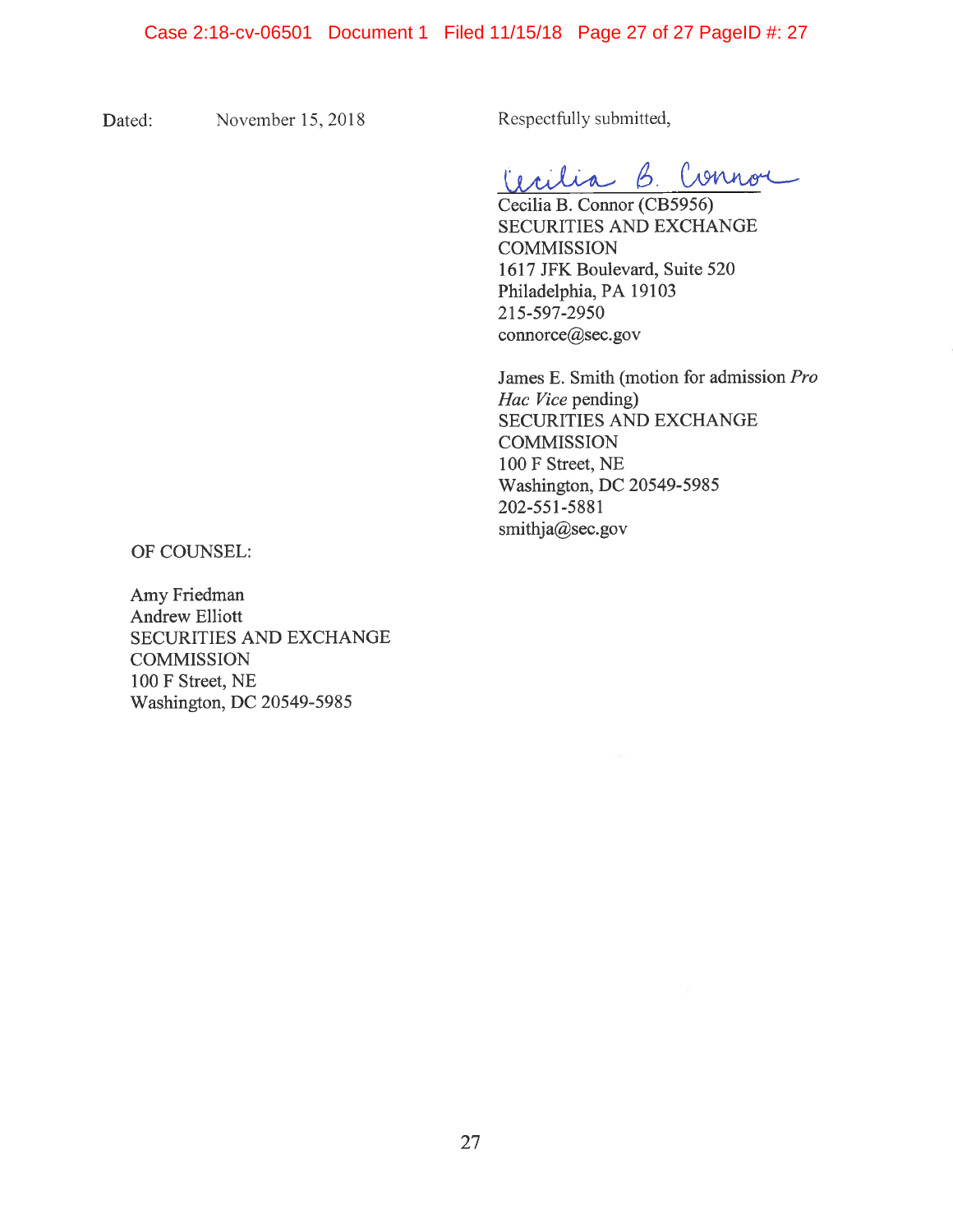Dated: November 15, 2018

Respectfully submitted,

Cecilia B. Connor

Cecilia B. Connor (CB5956)
SECURITIES AND EXCHANGE COMMISSION
1617 JFK Boulevard, Suite 520
Philadelphia, PA 19103
215-597-2950
connorce@sec.gov

James E. Smith (motion for admission *Pro Hac Vice* pending)
SECURITIES AND EXCHANGE COMMISSION
100 F Street, NE
Washington, DC 20549-5985
202-551-5881
smithja@sec.gov

OF COUNSEL:

Amy Friedman
Andrew Elliott
SECURITIES AND EXCHANGE COMMISSION
100 F Street, NE
Washington, DC 20549-5985